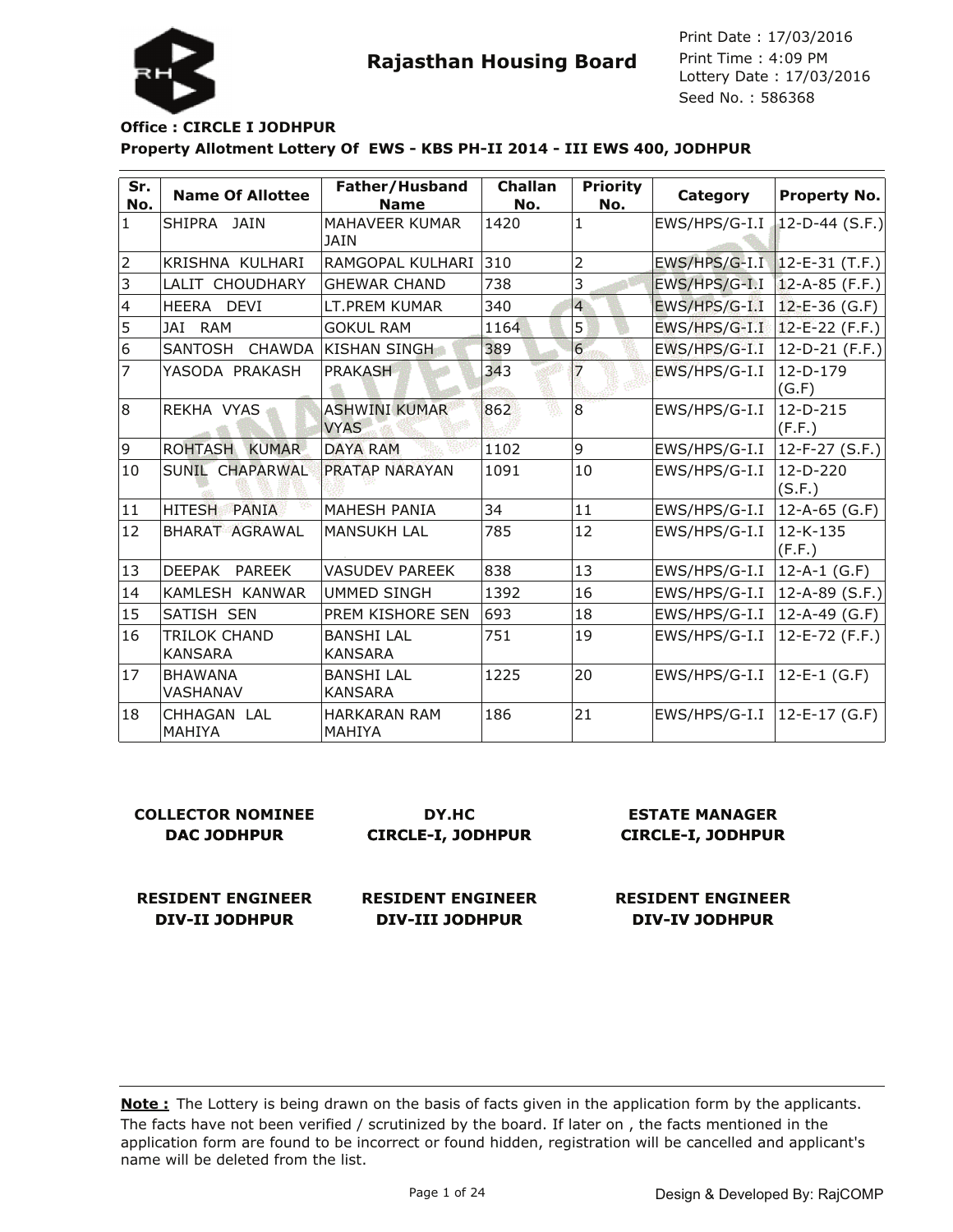# Rajasthan Housing Board

Print Date : 17/03/2016
Print Time : 4:09 PM
Lottery Date : 17/03/2016
Seed No. : 586368

**Office : CIRCLE I JODHPUR**

**Property Allotment Lottery Of EWS - KBS PH-II 2014 - III EWS 400, JODHPUR**

| Sr. No. | Name Of Allottee | Father/Husband Name | Challan No. | Priority No. | Category | Property No. |
|---|---|---|---|---|---|---|
| 1 | SHIPRA JAIN | MAHAVEER KUMAR JAIN | 1420 | 1 | EWS/HPS/G-I.I | 12-D-44 (S.F.) |
| 2 | KRISHNA KULHARI | RAMGOPAL KULHARI | 310 | 2 | EWS/HPS/G-I.I | 12-E-31 (T.F.) |
| 3 | LALIT CHOUDHARY | GHEWAR CHAND | 738 | 3 | EWS/HPS/G-I.I | 12-A-85 (F.F.) |
| 4 | HEERA DEVI | LT.PREM KUMAR | 340 | 4 | EWS/HPS/G-I.I | 12-E-36 (G.F) |
| 5 | JAI RAM | GOKUL RAM | 1164 | 5 | EWS/HPS/G-I.I | 12-E-22 (F.F.) |
| 6 | SANTOSH CHAWDA | KISHAN SINGH | 389 | 6 | EWS/HPS/G-I.I | 12-D-21 (F.F.) |
| 7 | YASODA PRAKASH | PRAKASH | 343 | 7 | EWS/HPS/G-I.I | 12-D-179 (G.F) |
| 8 | REKHA VYAS | ASHWINI KUMAR VYAS | 862 | 8 | EWS/HPS/G-I.I | 12-D-215 (F.F.) |
| 9 | ROHTASH KUMAR | DAYA RAM | 1102 | 9 | EWS/HPS/G-I.I | 12-F-27 (S.F.) |
| 10 | SUNIL CHAPARWAL | PRATAP NARAYAN | 1091 | 10 | EWS/HPS/G-I.I | 12-D-220 (S.F.) |
| 11 | HITESH PANIA | MAHESH PANIA | 34 | 11 | EWS/HPS/G-I.I | 12-A-65 (G.F) |
| 12 | BHARAT AGRAWAL | MANSUKH LAL | 785 | 12 | EWS/HPS/G-I.I | 12-K-135 (F.F.) |
| 13 | DEEPAK PAREEK | VASUDEV PAREEK | 838 | 13 | EWS/HPS/G-I.I | 12-A-1 (G.F) |
| 14 | KAMLESH KANWAR | UMMED SINGH | 1392 | 16 | EWS/HPS/G-I.I | 12-A-89 (S.F.) |
| 15 | SATISH SEN | PREM KISHORE SEN | 693 | 18 | EWS/HPS/G-I.I | 12-A-49 (G.F) |
| 16 | TRILOK CHAND KANSARA | BANSHI LAL KANSARA | 751 | 19 | EWS/HPS/G-I.I | 12-E-72 (F.F.) |
| 17 | BHAWANA VASHANAV | BANSHI LAL KANSARA | 1225 | 20 | EWS/HPS/G-I.I | 12-E-1 (G.F) |
| 18 | CHHAGAN LAL MAHIYA | HARKARAN RAM MAHIYA | 186 | 21 | EWS/HPS/G-I.I | 12-E-17 (G.F) |

**COLLECTOR NOMINEE**
**DAC JODHPUR**

**DY.HC**
**CIRCLE-I, JODHPUR**

**ESTATE MANAGER**
**CIRCLE-I, JODHPUR**

**RESIDENT ENGINEER**
**DIV-II JODHPUR**

**RESIDENT ENGINEER**
**DIV-III JODHPUR**

**RESIDENT ENGINEER**
**DIV-IV JODHPUR**

**Note :** The Lottery is being drawn on the basis of facts given in the application form by the applicants. The facts have not been verified / scrutinized by the board. If later on , the facts mentioned in the application form are found to be incorrect or found hidden, registration will be cancelled and applicant's name will be deleted from the list.

Design & Developed By: RajCOMP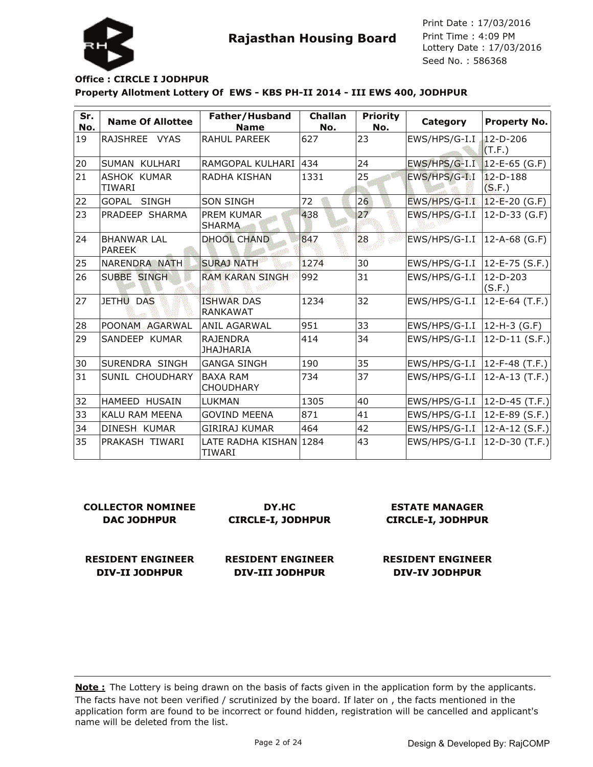## Rajasthan Housing Board

Print Date : 17/03/2016
Print Time : 4:09 PM
Lottery Date : 17/03/2016
Seed No. : 586368

**Office : CIRCLE I JODHPUR**

**Property Allotment Lottery Of EWS - KBS PH-II 2014 - III EWS 400, JODHPUR**

| Sr. No. | Name Of Allottee | Father/Husband Name | Challan No. | Priority No. | Category | Property No. |
|---|---|---|---|---|---|---|
| 19 | RAJSHREE VYAS | RAHUL PAREEK | 627 | 23 | EWS/HPS/G-I.I | 12-D-206 (T.F.) |
| 20 | SUMAN KULHARI | RAMGOPAL KULHARI | 434 | 24 | EWS/HPS/G-I.I | 12-E-65 (G.F) |
| 21 | ASHOK KUMAR TIWARI | RADHA KISHAN | 1331 | 25 | EWS/HPS/G-I.I | 12-D-188 (S.F.) |
| 22 | GOPAL SINGH | SON SINGH | 72 | 26 | EWS/HPS/G-I.I | 12-E-20 (G.F) |
| 23 | PRADEEP SHARMA | PREM KUMAR SHARMA | 438 | 27 | EWS/HPS/G-I.I | 12-D-33 (G.F) |
| 24 | BHANWAR LAL PAREEK | DHOOL CHAND | 847 | 28 | EWS/HPS/G-I.I | 12-A-68 (G.F) |
| 25 | NARENDRA NATH | SURAJ NATH | 1274 | 30 | EWS/HPS/G-I.I | 12-E-75 (S.F.) |
| 26 | SUBBE SINGH | RAM KARAN SINGH | 992 | 31 | EWS/HPS/G-I.I | 12-D-203 (S.F.) |
| 27 | JETHU DAS | ISHWAR DAS RANKAWAT | 1234 | 32 | EWS/HPS/G-I.I | 12-E-64 (T.F.) |
| 28 | POONAM AGARWAL | ANIL AGARWAL | 951 | 33 | EWS/HPS/G-I.I | 12-H-3 (G.F) |
| 29 | SANDEEP KUMAR | RAJENDRA JHAJHARIA | 414 | 34 | EWS/HPS/G-I.I | 12-D-11 (S.F.) |
| 30 | SURENDRA SINGH | GANGA SINGH | 190 | 35 | EWS/HPS/G-I.I | 12-F-48 (T.F.) |
| 31 | SUNIL CHOUDHARY | BAXA RAM CHOUDHARY | 734 | 37 | EWS/HPS/G-I.I | 12-A-13 (T.F.) |
| 32 | HAMEED HUSAIN | LUKMAN | 1305 | 40 | EWS/HPS/G-I.I | 12-D-45 (T.F.) |
| 33 | KALU RAM MEENA | GOVIND MEENA | 871 | 41 | EWS/HPS/G-I.I | 12-E-89 (S.F.) |
| 34 | DINESH KUMAR | GIRIRAJ KUMAR | 464 | 42 | EWS/HPS/G-I.I | 12-A-12 (S.F.) |
| 35 | PRAKASH TIWARI | LATE RADHA KISHAN TIWARI | 1284 | 43 | EWS/HPS/G-I.I | 12-D-30 (T.F.) |

**COLLECTOR NOMINEE**
**DAC JODHPUR**

**DY.HC**
**CIRCLE-I, JODHPUR**

**ESTATE MANAGER**
**CIRCLE-I, JODHPUR**

**RESIDENT ENGINEER**
**DIV-II JODHPUR**

**RESIDENT ENGINEER**
**DIV-III JODHPUR**

**RESIDENT ENGINEER**
**DIV-IV JODHPUR**

**Note :** The Lottery is being drawn on the basis of facts given in the application form by the applicants. The facts have not been verified / scrutinized by the board. If later on , the facts mentioned in the application form are found to be incorrect or found hidden, registration will be cancelled and applicant's name will be deleted from the list.

Design & Developed By: RajCOMP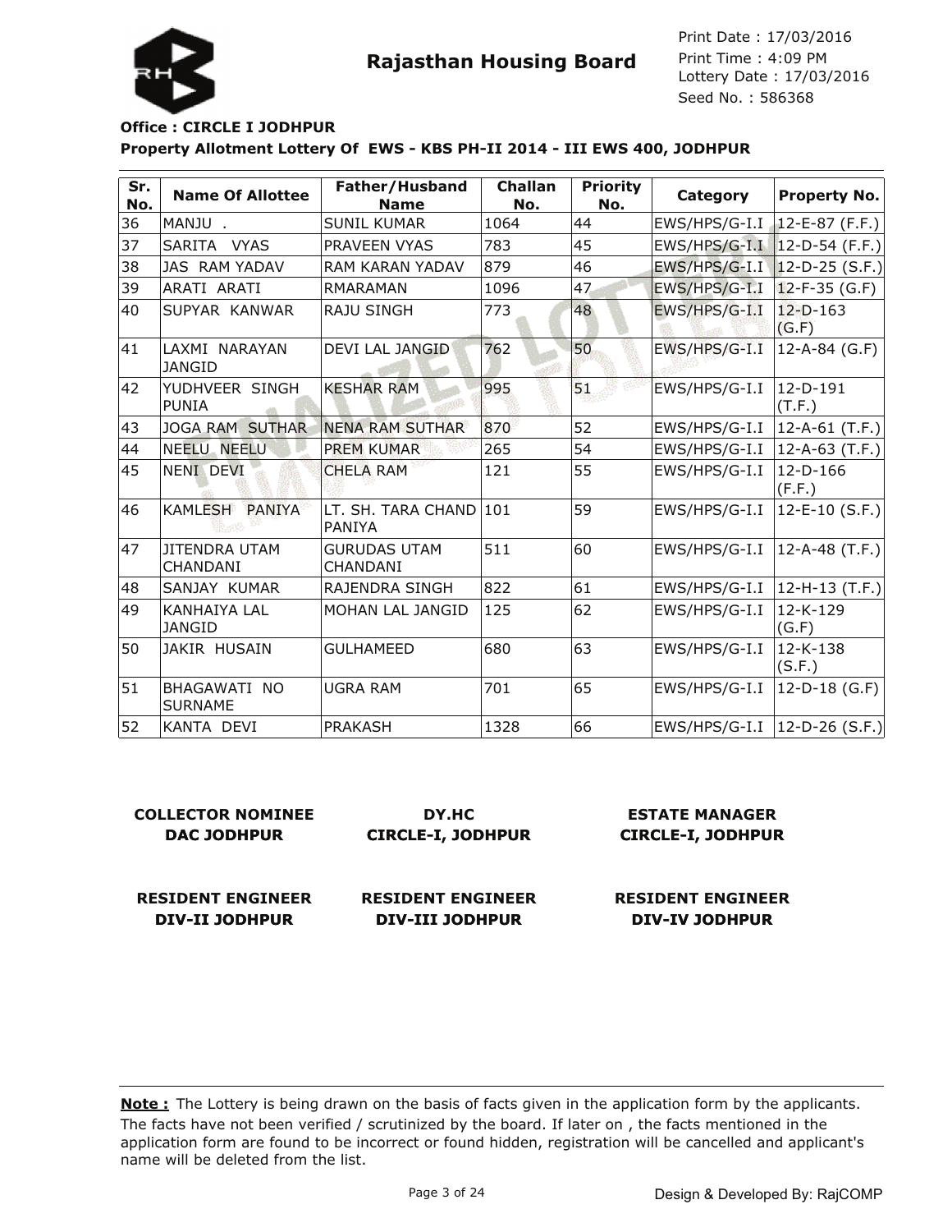Rajasthan Housing Board

Print Date : 17/03/2016
Print Time : 4:09 PM
Lottery Date : 17/03/2016
Seed No. : 586368

**Office : CIRCLE I JODHPUR**

**Property Allotment Lottery Of EWS - KBS PH-II 2014 - III EWS 400, JODHPUR**

| Sr. No. | Name Of Allottee | Father/Husband Name | Challan No. | Priority No. | Category | Property No. |
|---|---|---|---|---|---|---|
| 36 | MANJU . | SUNIL KUMAR | 1064 | 44 | EWS/HPS/G-I.I | 12-E-87 (F.F.) |
| 37 | SARITA VYAS | PRAVEEN VYAS | 783 | 45 | EWS/HPS/G-I.I | 12-D-54 (F.F.) |
| 38 | JAS RAM YADAV | RAM KARAN YADAV | 879 | 46 | EWS/HPS/G-I.I | 12-D-25 (S.F.) |
| 39 | ARATI ARATI | RMARAMAN | 1096 | 47 | EWS/HPS/G-I.I | 12-F-35 (G.F) |
| 40 | SUPYAR KANWAR | RAJU SINGH | 773 | 48 | EWS/HPS/G-I.I | 12-D-163 (G.F) |
| 41 | LAXMI NARAYAN JANGID | DEVI LAL JANGID | 762 | 50 | EWS/HPS/G-I.I | 12-A-84 (G.F) |
| 42 | YUDHVEER SINGH PUNIA | KESHAR RAM | 995 | 51 | EWS/HPS/G-I.I | 12-D-191 (T.F.) |
| 43 | JOGA RAM SUTHAR | NENA RAM SUTHAR | 870 | 52 | EWS/HPS/G-I.I | 12-A-61 (T.F.) |
| 44 | NEELU NEELU | PREM KUMAR | 265 | 54 | EWS/HPS/G-I.I | 12-A-63 (T.F.) |
| 45 | NENI DEVI | CHELA RAM | 121 | 55 | EWS/HPS/G-I.I | 12-D-166 (F.F.) |
| 46 | KAMLESH PANIYA | LT. SH. TARA CHAND PANIYA | 101 | 59 | EWS/HPS/G-I.I | 12-E-10 (S.F.) |
| 47 | JITENDRA UTAM CHANDANI | GURUDAS UTAM CHANDANI | 511 | 60 | EWS/HPS/G-I.I | 12-A-48 (T.F.) |
| 48 | SANJAY KUMAR | RAJENDRA SINGH | 822 | 61 | EWS/HPS/G-I.I | 12-H-13 (T.F.) |
| 49 | KANHAIYA LAL JANGID | MOHAN LAL JANGID | 125 | 62 | EWS/HPS/G-I.I | 12-K-129 (G.F) |
| 50 | JAKIR HUSAIN | GULHAMEED | 680 | 63 | EWS/HPS/G-I.I | 12-K-138 (S.F.) |
| 51 | BHAGAWATI NO SURNAME | UGRA RAM | 701 | 65 | EWS/HPS/G-I.I | 12-D-18 (G.F) |
| 52 | KANTA DEVI | PRAKASH | 1328 | 66 | EWS/HPS/G-I.I | 12-D-26 (S.F.) |

**COLLECTOR NOMINEE**
**DAC JODHPUR**

**DY.HC**
**CIRCLE-I, JODHPUR**

**ESTATE MANAGER**
**CIRCLE-I, JODHPUR**

**RESIDENT ENGINEER**
**DIV-II JODHPUR**

**RESIDENT ENGINEER**
**DIV-III JODHPUR**

**RESIDENT ENGINEER**
**DIV-IV JODHPUR**

**Note :** The Lottery is being drawn on the basis of facts given in the application form by the applicants. The facts have not been verified / scrutinized by the board. If later on , the facts mentioned in the application form are found to be incorrect or found hidden, registration will be cancelled and applicant's name will be deleted from the list.

Design & Developed By: RajCOMP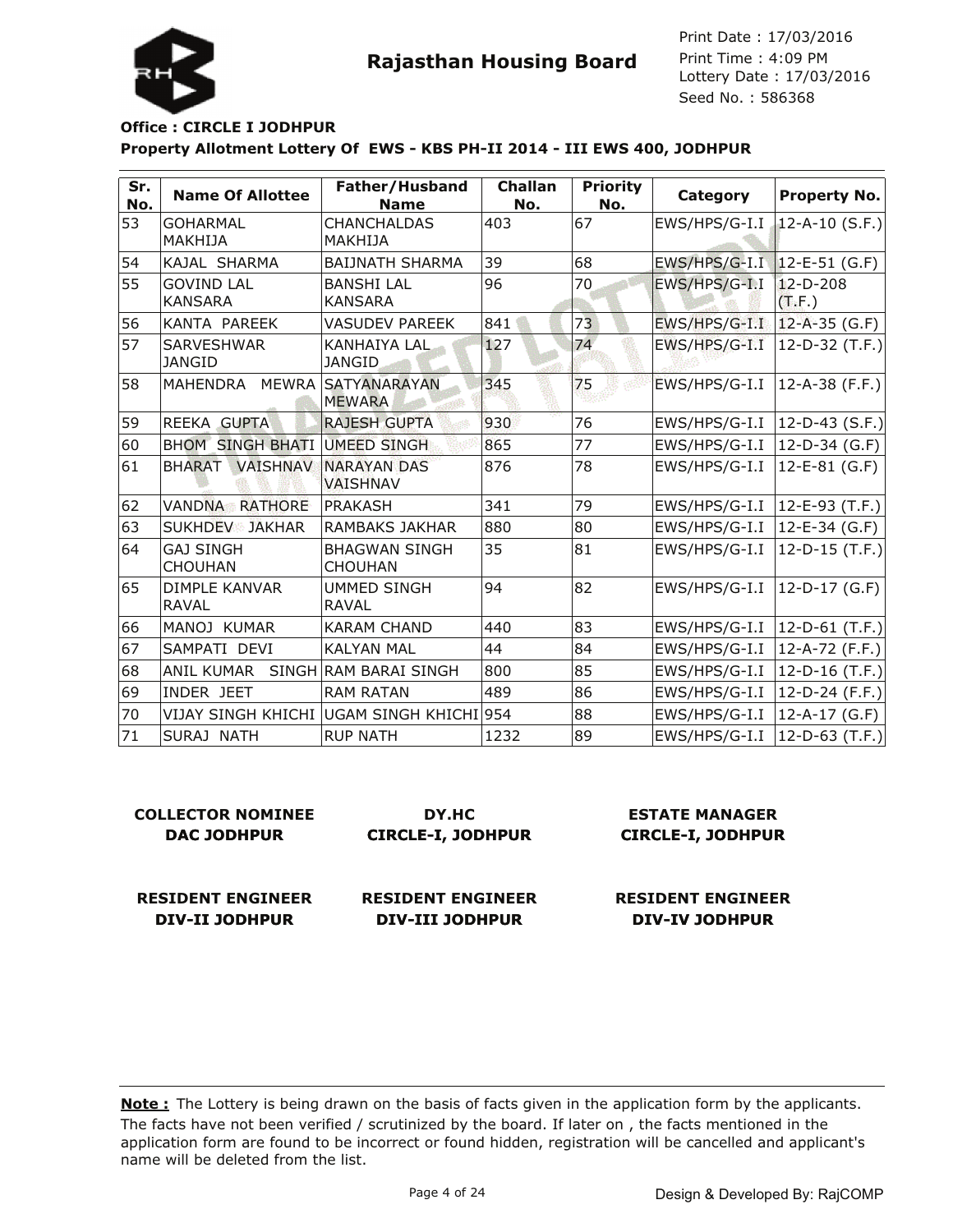# Rajasthan Housing Board

Print Date : 17/03/2016
Print Time : 4:09 PM
Lottery Date : 17/03/2016
Seed No. : 586368

**Office : CIRCLE I JODHPUR**

**Property Allotment Lottery Of EWS - KBS PH-II 2014 - III EWS 400, JODHPUR**

| Sr. No. | Name Of Allottee | Father/Husband Name | Challan No. | Priority No. | Category | Property No. |
|---|---|---|---|---|---|---|
| 53 | GOHARMAL MAKHIJA | CHANCHALDAS MAKHIJA | 403 | 67 | EWS/HPS/G-I.I | 12-A-10 (S.F.) |
| 54 | KAJAL SHARMA | BAIJNATH SHARMA | 39 | 68 | EWS/HPS/G-I.I | 12-E-51 (G.F) |
| 55 | GOVIND LAL KANSARA | BANSHI LAL KANSARA | 96 | 70 | EWS/HPS/G-I.I | 12-D-208 (T.F.) |
| 56 | KANTA PAREEK | VASUDEV PAREEK | 841 | 73 | EWS/HPS/G-I.I | 12-A-35 (G.F) |
| 57 | SARVESHWAR JANGID | KANHAIYA LAL JANGID | 127 | 74 | EWS/HPS/G-I.I | 12-D-32 (T.F.) |
| 58 | MAHENDRA MEWRA | SATYANARAYAN MEWARA | 345 | 75 | EWS/HPS/G-I.I | 12-A-38 (F.F.) |
| 59 | REEKA GUPTA | RAJESH GUPTA | 930 | 76 | EWS/HPS/G-I.I | 12-D-43 (S.F.) |
| 60 | BHOM SINGH BHATI | UMEED SINGH | 865 | 77 | EWS/HPS/G-I.I | 12-D-34 (G.F) |
| 61 | BHARAT VAISHNAV | NARAYAN DAS VAISHNAV | 876 | 78 | EWS/HPS/G-I.I | 12-E-81 (G.F) |
| 62 | VANDNA RATHORE | PRAKASH | 341 | 79 | EWS/HPS/G-I.I | 12-E-93 (T.F.) |
| 63 | SUKHDEV JAKHAR | RAMBAKS JAKHAR | 880 | 80 | EWS/HPS/G-I.I | 12-E-34 (G.F) |
| 64 | GAJ SINGH CHOUHAN | BHAGWAN SINGH CHOUHAN | 35 | 81 | EWS/HPS/G-I.I | 12-D-15 (T.F.) |
| 65 | DIMPLE KANVAR RAVAL | UMMED SINGH RAVAL | 94 | 82 | EWS/HPS/G-I.I | 12-D-17 (G.F) |
| 66 | MANOJ KUMAR | KARAM CHAND | 440 | 83 | EWS/HPS/G-I.I | 12-D-61 (T.F.) |
| 67 | SAMPATI DEVI | KALYAN MAL | 44 | 84 | EWS/HPS/G-I.I | 12-A-72 (F.F.) |
| 68 | ANIL KUMAR SINGH | RAM BARAI SINGH | 800 | 85 | EWS/HPS/G-I.I | 12-D-16 (T.F.) |
| 69 | INDER JEET | RAM RATAN | 489 | 86 | EWS/HPS/G-I.I | 12-D-24 (F.F.) |
| 70 | VIJAY SINGH KHICHI | UGAM SINGH KHICHI | 954 | 88 | EWS/HPS/G-I.I | 12-A-17 (G.F) |
| 71 | SURAJ NATH | RUP NATH | 1232 | 89 | EWS/HPS/G-I.I | 12-D-63 (T.F.) |

**COLLECTOR NOMINEE**
**DAC JODHPUR**

**DY.HC**
**CIRCLE-I, JODHPUR**

**ESTATE MANAGER**
**CIRCLE-I, JODHPUR**

**RESIDENT ENGINEER**
**DIV-II JODHPUR**

**RESIDENT ENGINEER**
**DIV-III JODHPUR**

**RESIDENT ENGINEER**
**DIV-IV JODHPUR**

**Note :** The Lottery is being drawn on the basis of facts given in the application form by the applicants. The facts have not been verified / scrutinized by the board. If later on , the facts mentioned in the application form are found to be incorrect or found hidden, registration will be cancelled and applicant's name will be deleted from the list.

Design & Developed By: RajCOMP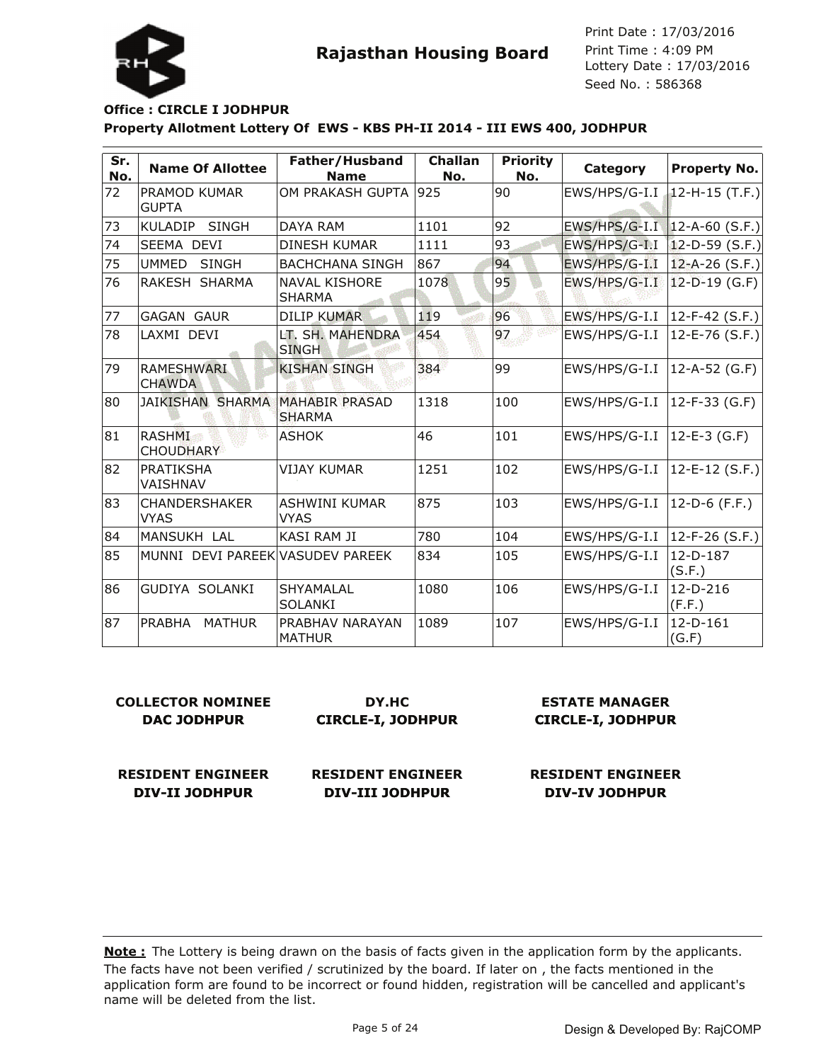# Rajasthan Housing Board

Print Date : 17/03/2016
Print Time : 4:09 PM
Lottery Date : 17/03/2016
Seed No. : 586368

**Office : CIRCLE I JODHPUR**

**Property Allotment Lottery Of EWS - KBS PH-II 2014 - III EWS 400, JODHPUR**

| Sr. No. | Name Of Allottee | Father/Husband Name | Challan No. | Priority No. | Category | Property No. |
|---|---|---|---|---|---|---|
| 72 | PRAMOD KUMAR GUPTA | OM PRAKASH GUPTA | 925 | 90 | EWS/HPS/G-I.I | 12-H-15 (T.F.) |
| 73 | KULADIP SINGH | DAYA RAM | 1101 | 92 | EWS/HPS/G-I.I | 12-A-60 (S.F.) |
| 74 | SEEMA DEVI | DINESH KUMAR | 1111 | 93 | EWS/HPS/G-I.I | 12-D-59 (S.F.) |
| 75 | UMMED SINGH | BACHCHANA SINGH | 867 | 94 | EWS/HPS/G-I.I | 12-A-26 (S.F.) |
| 76 | RAKESH SHARMA | NAVAL KISHORE SHARMA | 1078 | 95 | EWS/HPS/G-I.I | 12-D-19 (G.F) |
| 77 | GAGAN GAUR | DILIP KUMAR | 119 | 96 | EWS/HPS/G-I.I | 12-F-42 (S.F.) |
| 78 | LAXMI DEVI | LT. SH. MAHENDRA SINGH | 454 | 97 | EWS/HPS/G-I.I | 12-E-76 (S.F.) |
| 79 | RAMESHWARI CHAWDA | KISHAN SINGH | 384 | 99 | EWS/HPS/G-I.I | 12-A-52 (G.F) |
| 80 | JAIKISHAN SHARMA | MAHABIR PRASAD SHARMA | 1318 | 100 | EWS/HPS/G-I.I | 12-F-33 (G.F) |
| 81 | RASHMI CHOUDHARY | ASHOK | 46 | 101 | EWS/HPS/G-I.I | 12-E-3 (G.F) |
| 82 | PRATIKSHA VAISHNAV | VIJAY KUMAR | 1251 | 102 | EWS/HPS/G-I.I | 12-E-12 (S.F.) |
| 83 | CHANDERSHAKER VYAS | ASHWINI KUMAR VYAS | 875 | 103 | EWS/HPS/G-I.I | 12-D-6 (F.F.) |
| 84 | MANSUKH LAL | KASI RAM JI | 780 | 104 | EWS/HPS/G-I.I | 12-F-26 (S.F.) |
| 85 | MUNNI DEVI PAREEK | VASUDEV PAREEK | 834 | 105 | EWS/HPS/G-I.I | 12-D-187 (S.F.) |
| 86 | GUDIYA SOLANKI | SHYAMALAL SOLANKI | 1080 | 106 | EWS/HPS/G-I.I | 12-D-216 (F.F.) |
| 87 | PRABHA MATHUR | PRABHAV NARAYAN MATHUR | 1089 | 107 | EWS/HPS/G-I.I | 12-D-161 (G.F) |

**COLLECTOR NOMINEE**
**DAC JODHPUR**

**DY.HC**
**CIRCLE-I, JODHPUR**

**ESTATE MANAGER**
**CIRCLE-I, JODHPUR**

**RESIDENT ENGINEER**
**DIV-II JODHPUR**

**RESIDENT ENGINEER**
**DIV-III JODHPUR**

**RESIDENT ENGINEER**
**DIV-IV JODHPUR**

**Note :** The Lottery is being drawn on the basis of facts given in the application form by the applicants. The facts have not been verified / scrutinized by the board. If later on , the facts mentioned in the application form are found to be incorrect or found hidden, registration will be cancelled and applicant's name will be deleted from the list.

Design & Developed By: RajCOMP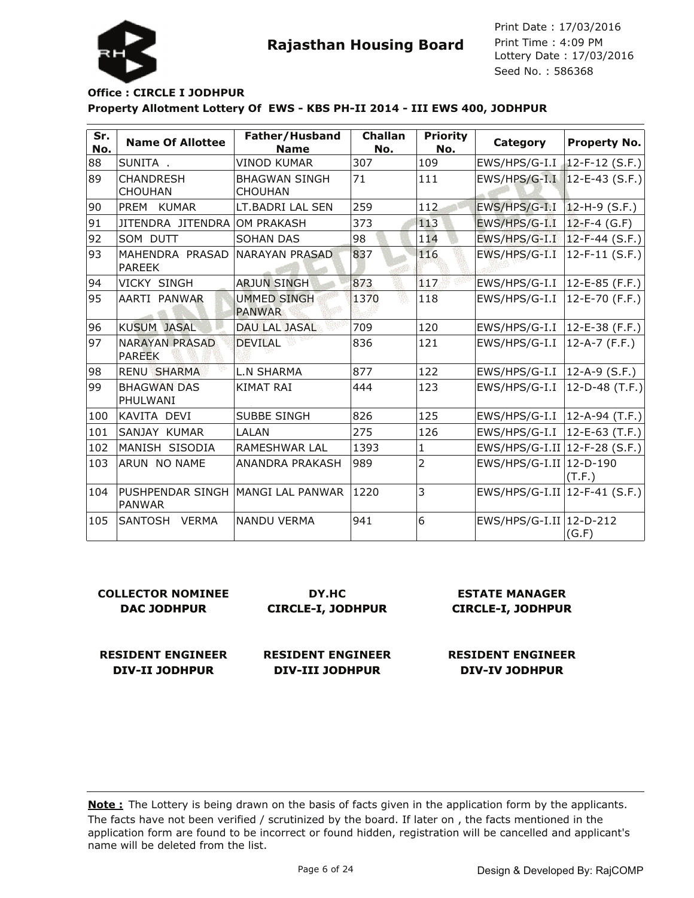# Rajasthan Housing Board

Print Date : 17/03/2016
Print Time : 4:09 PM
Lottery Date : 17/03/2016
Seed No. : 586368

**Office : CIRCLE I JODHPUR**

**Property Allotment Lottery Of EWS - KBS PH-II 2014 - III EWS 400, JODHPUR**

| Sr. No. | Name Of Allottee | Father/Husband Name | Challan No. | Priority No. | Category | Property No. |
|---|---|---|---|---|---|---|
| 88 | SUNITA . | VINOD KUMAR | 307 | 109 | EWS/HPS/G-I.I | 12-F-12 (S.F.) |
| 89 | CHANDRESH CHOUHAN | BHAGWAN SINGH CHOUHAN | 71 | 111 | EWS/HPS/G-I.I | 12-E-43 (S.F.) |
| 90 | PREM KUMAR | LT.BADRI LAL SEN | 259 | 112 | EWS/HPS/G-I.I | 12-H-9 (S.F.) |
| 91 | JITENDRA JITENDRA | OM PRAKASH | 373 | 113 | EWS/HPS/G-I.I | 12-F-4 (G.F) |
| 92 | SOM DUTT | SOHAN DAS | 98 | 114 | EWS/HPS/G-I.I | 12-F-44 (S.F.) |
| 93 | MAHENDRA PRASAD PAREEK | NARAYAN PRASAD | 837 | 116 | EWS/HPS/G-I.I | 12-F-11 (S.F.) |
| 94 | VICKY SINGH | ARJUN SINGH | 873 | 117 | EWS/HPS/G-I.I | 12-E-85 (F.F.) |
| 95 | AARTI PANWAR | UMMED SINGH PANWAR | 1370 | 118 | EWS/HPS/G-I.I | 12-E-70 (F.F.) |
| 96 | KUSUM JASAL | DAU LAL JASAL | 709 | 120 | EWS/HPS/G-I.I | 12-E-38 (F.F.) |
| 97 | NARAYAN PRASAD PAREEK | DEVILAL | 836 | 121 | EWS/HPS/G-I.I | 12-A-7 (F.F.) |
| 98 | RENU SHARMA | L.N SHARMA | 877 | 122 | EWS/HPS/G-I.I | 12-A-9 (S.F.) |
| 99 | BHAGWAN DAS PHULWANI | KIMAT RAI | 444 | 123 | EWS/HPS/G-I.I | 12-D-48 (T.F.) |
| 100 | KAVITA DEVI | SUBBE SINGH | 826 | 125 | EWS/HPS/G-I.I | 12-A-94 (T.F.) |
| 101 | SANJAY KUMAR | LALAN | 275 | 126 | EWS/HPS/G-I.I | 12-E-63 (T.F.) |
| 102 | MANISH SISODIA | RAMESHWAR LAL | 1393 | 1 | EWS/HPS/G-I.II | 12-F-28 (S.F.) |
| 103 | ARUN NO NAME | ANANDRA PRAKASH | 989 | 2 | EWS/HPS/G-I.II | 12-D-190 (T.F.) |
| 104 | PUSHPENDAR SINGH PANWAR | MANGI LAL PANWAR | 1220 | 3 | EWS/HPS/G-I.II | 12-F-41 (S.F.) |
| 105 | SANTOSH VERMA | NANDU VERMA | 941 | 6 | EWS/HPS/G-I.II | 12-D-212 (G.F) |

**COLLECTOR NOMINEE**
**DAC JODHPUR**

**DY.HC**
**CIRCLE-I, JODHPUR**

**ESTATE MANAGER**
**CIRCLE-I, JODHPUR**

**RESIDENT ENGINEER**
**DIV-II JODHPUR**

**RESIDENT ENGINEER**
**DIV-III JODHPUR**

**RESIDENT ENGINEER**
**DIV-IV JODHPUR**

**Note :** The Lottery is being drawn on the basis of facts given in the application form by the applicants. The facts have not been verified / scrutinized by the board. If later on , the facts mentioned in the application form are found to be incorrect or found hidden, registration will be cancelled and applicant's name will be deleted from the list.

Design & Developed By: RajCOMP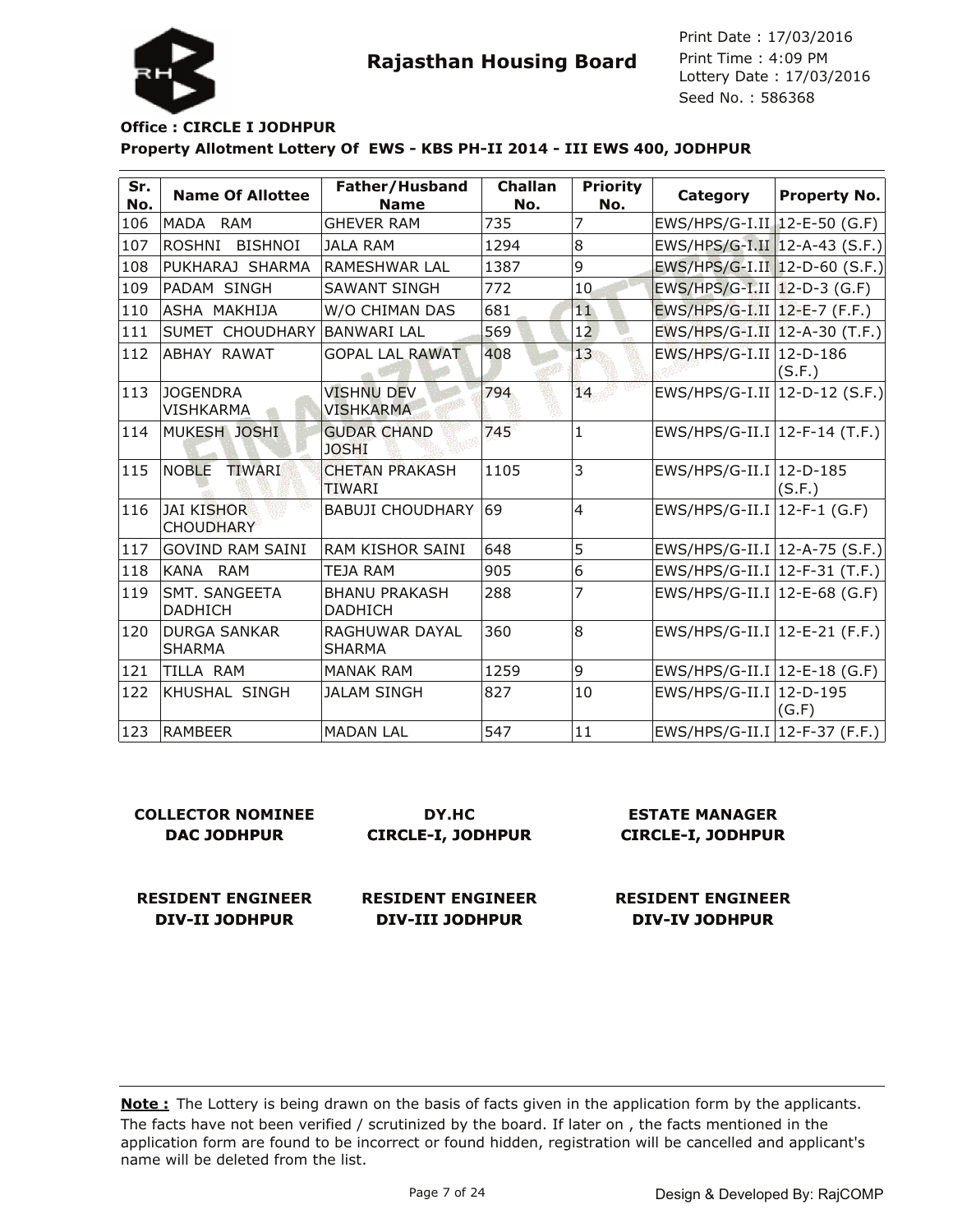# Rajasthan Housing Board

Print Date : 17/03/2016
Print Time : 4:09 PM
Lottery Date : 17/03/2016
Seed No. : 586368

**Office : CIRCLE I JODHPUR**

**Property Allotment Lottery Of EWS - KBS PH-II 2014 - III EWS 400, JODHPUR**

| Sr. No. | Name Of Allottee | Father/Husband Name | Challan No. | Priority No. | Category | Property No. |
|---|---|---|---|---|---|---|
| 106 | MADA RAM | GHEVER RAM | 735 | 7 | EWS/HPS/G-I.II | 12-E-50 (G.F) |
| 107 | ROSHNI BISHNOI | JALA RAM | 1294 | 8 | EWS/HPS/G-I.II | 12-A-43 (S.F.) |
| 108 | PUKHARAJ SHARMA | RAMESHWAR LAL | 1387 | 9 | EWS/HPS/G-I.II | 12-D-60 (S.F.) |
| 109 | PADAM SINGH | SAWANT SINGH | 772 | 10 | EWS/HPS/G-I.II | 12-D-3 (G.F) |
| 110 | ASHA MAKHIJA | W/O CHIMAN DAS | 681 | 11 | EWS/HPS/G-I.II | 12-E-7 (F.F.) |
| 111 | SUMET CHOUDHARY | BANWARI LAL | 569 | 12 | EWS/HPS/G-I.II | 12-A-30 (T.F.) |
| 112 | ABHAY RAWAT | GOPAL LAL RAWAT | 408 | 13 | EWS/HPS/G-I.II | 12-D-186 (S.F.) |
| 113 | JOGENDRA VISHKARMA | VISHNU DEV VISHKARMA | 794 | 14 | EWS/HPS/G-I.II | 12-D-12 (S.F.) |
| 114 | MUKESH JOSHI | GUDAR CHAND JOSHI | 745 | 1 | EWS/HPS/G-II.I | 12-F-14 (T.F.) |
| 115 | NOBLE TIWARI | CHETAN PRAKASH TIWARI | 1105 | 3 | EWS/HPS/G-II.I | 12-D-185 (S.F.) |
| 116 | JAI KISHOR CHOUDHARY | BABUJI CHOUDHARY | 69 | 4 | EWS/HPS/G-II.I | 12-F-1 (G.F) |
| 117 | GOVIND RAM SAINI | RAM KISHOR SAINI | 648 | 5 | EWS/HPS/G-II.I | 12-A-75 (S.F.) |
| 118 | KANA RAM | TEJA RAM | 905 | 6 | EWS/HPS/G-II.I | 12-F-31 (T.F.) |
| 119 | SMT. SANGEETA DADHICH | BHANU PRAKASH DADHICH | 288 | 7 | EWS/HPS/G-II.I | 12-E-68 (G.F) |
| 120 | DURGA SANKAR SHARMA | RAGHUWAR DAYAL SHARMA | 360 | 8 | EWS/HPS/G-II.I | 12-E-21 (F.F.) |
| 121 | TILLA RAM | MANAK RAM | 1259 | 9 | EWS/HPS/G-II.I | 12-E-18 (G.F) |
| 122 | KHUSHAL SINGH | JALAM SINGH | 827 | 10 | EWS/HPS/G-II.I | 12-D-195 (G.F) |
| 123 | RAMBEER | MADAN LAL | 547 | 11 | EWS/HPS/G-II.I | 12-F-37 (F.F.) |

**COLLECTOR NOMINEE**
**DAC JODHPUR**

**DY.HC**
**CIRCLE-I, JODHPUR**

**ESTATE MANAGER**
**CIRCLE-I, JODHPUR**

**RESIDENT ENGINEER**
**DIV-II JODHPUR**

**RESIDENT ENGINEER**
**DIV-III JODHPUR**

**RESIDENT ENGINEER**
**DIV-IV JODHPUR**

**Note :** The Lottery is being drawn on the basis of facts given in the application form by the applicants. The facts have not been verified / scrutinized by the board. If later on , the facts mentioned in the application form are found to be incorrect or found hidden, registration will be cancelled and applicant's name will be deleted from the list.

Design & Developed By: RajCOMP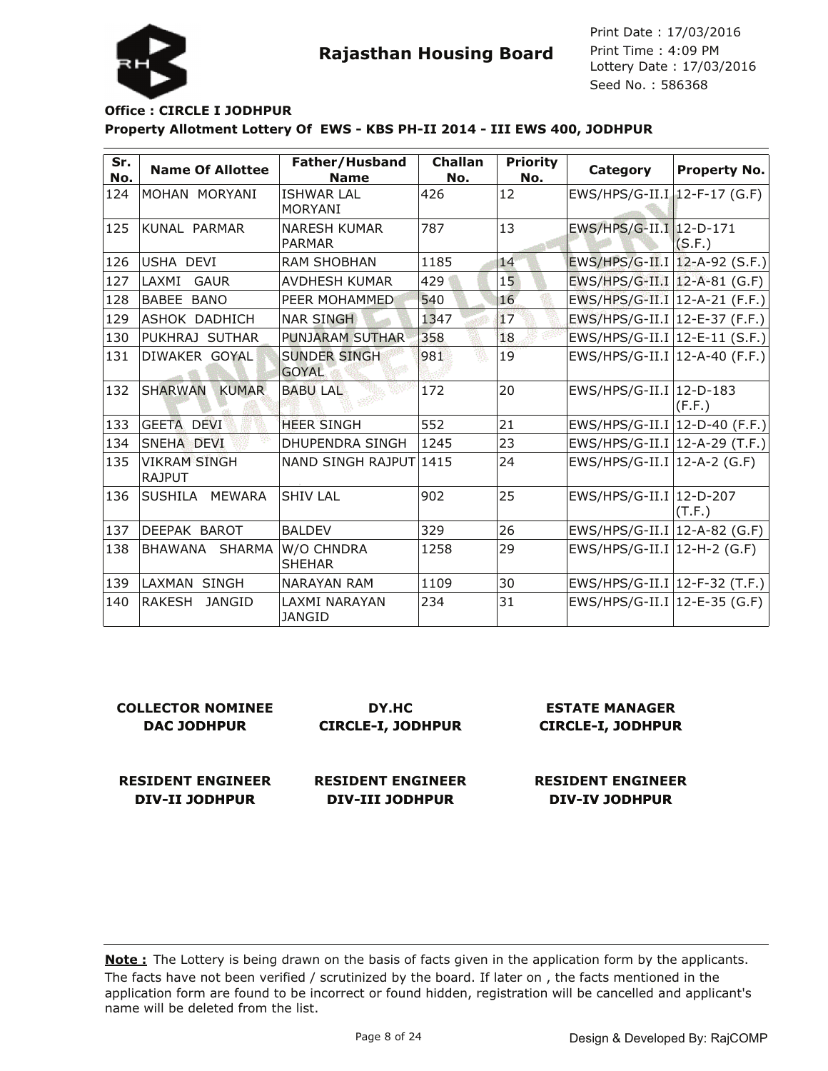# Rajasthan Housing Board

Print Date : 17/03/2016
Print Time : 4:09 PM
Lottery Date : 17/03/2016
Seed No. : 586368

**Office : CIRCLE I JODHPUR**

**Property Allotment Lottery Of EWS - KBS PH-II 2014 - III EWS 400, JODHPUR**

| Sr. No. | Name Of Allottee | Father/Husband Name | Challan No. | Priority No. | Category | Property No. |
|---|---|---|---|---|---|---|
| 124 | MOHAN MORYANI | ISHWAR LAL MORYANI | 426 | 12 | EWS/HPS/G-II.I | 12-F-17 (G.F) |
| 125 | KUNAL PARMAR | NARESH KUMAR PARMAR | 787 | 13 | EWS/HPS/G-II.I | 12-D-171 (S.F.) |
| 126 | USHA DEVI | RAM SHOBHAN | 1185 | 14 | EWS/HPS/G-II.I | 12-A-92 (S.F.) |
| 127 | LAXMI GAUR | AVDHESH KUMAR | 429 | 15 | EWS/HPS/G-II.I | 12-A-81 (G.F) |
| 128 | BABEE BANO | PEER MOHAMMED | 540 | 16 | EWS/HPS/G-II.I | 12-A-21 (F.F.) |
| 129 | ASHOK DADHICH | NAR SINGH | 1347 | 17 | EWS/HPS/G-II.I | 12-E-37 (F.F.) |
| 130 | PUKHRAJ SUTHAR | PUNJARAM SUTHAR | 358 | 18 | EWS/HPS/G-II.I | 12-E-11 (S.F.) |
| 131 | DIWAKER GOYAL | SUNDER SINGH GOYAL | 981 | 19 | EWS/HPS/G-II.I | 12-A-40 (F.F.) |
| 132 | SHARWAN KUMAR | BABU LAL | 172 | 20 | EWS/HPS/G-II.I | 12-D-183 (F.F.) |
| 133 | GEETA DEVI | HEER SINGH | 552 | 21 | EWS/HPS/G-II.I | 12-D-40 (F.F.) |
| 134 | SNEHA DEVI | DHUPENDRA SINGH | 1245 | 23 | EWS/HPS/G-II.I | 12-A-29 (T.F.) |
| 135 | VIKRAM SINGH RAJPUT | NAND SINGH RAJPUT | 1415 | 24 | EWS/HPS/G-II.I | 12-A-2 (G.F) |
| 136 | SUSHILA MEWARA | SHIV LAL | 902 | 25 | EWS/HPS/G-II.I | 12-D-207 (T.F.) |
| 137 | DEEPAK BAROT | BALDEV | 329 | 26 | EWS/HPS/G-II.I | 12-A-82 (G.F) |
| 138 | BHAWANA SHARMA | W/O CHNDRA SHEHAR | 1258 | 29 | EWS/HPS/G-II.I | 12-H-2 (G.F) |
| 139 | LAXMAN SINGH | NARAYAN RAM | 1109 | 30 | EWS/HPS/G-II.I | 12-F-32 (T.F.) |
| 140 | RAKESH JANGID | LAXMI NARAYAN JANGID | 234 | 31 | EWS/HPS/G-II.I | 12-E-35 (G.F) |

**COLLECTOR NOMINEE**
**DAC JODHPUR**

**DY.HC**
**CIRCLE-I, JODHPUR**

**ESTATE MANAGER**
**CIRCLE-I, JODHPUR**

**RESIDENT ENGINEER**
**DIV-II JODHPUR**

**RESIDENT ENGINEER**
**DIV-III JODHPUR**

**RESIDENT ENGINEER**
**DIV-IV JODHPUR**

**Note :** The Lottery is being drawn on the basis of facts given in the application form by the applicants. The facts have not been verified / scrutinized by the board. If later on , the facts mentioned in the application form are found to be incorrect or found hidden, registration will be cancelled and applicant's name will be deleted from the list.

Design & Developed By: RajCOMP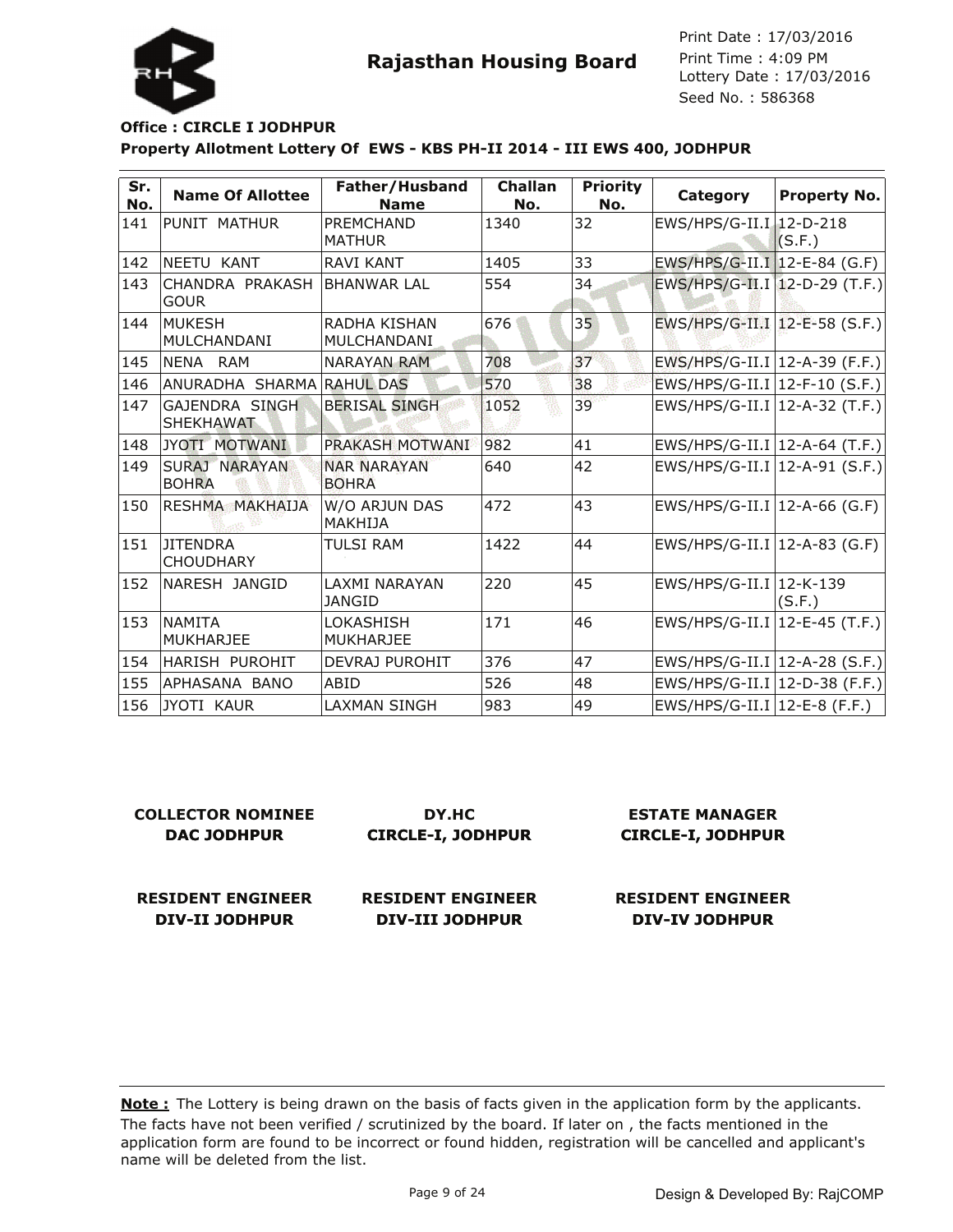# Rajasthan Housing Board

Print Date : 17/03/2016
Print Time : 4:09 PM
Lottery Date : 17/03/2016
Seed No. : 586368

**Office : CIRCLE I JODHPUR**

**Property Allotment Lottery Of EWS - KBS PH-II 2014 - III EWS 400, JODHPUR**

| Sr. No. | Name Of Allottee | Father/Husband Name | Challan No. | Priority No. | Category | Property No. |
|---|---|---|---|---|---|---|
| 141 | PUNIT MATHUR | PREMCHAND MATHUR | 1340 | 32 | EWS/HPS/G-II.I | 12-D-218 (S.F.) |
| 142 | NEETU KANT | RAVI KANT | 1405 | 33 | EWS/HPS/G-II.I | 12-E-84 (G.F) |
| 143 | CHANDRA PRAKASH GOUR | BHANWAR LAL | 554 | 34 | EWS/HPS/G-II.I | 12-D-29 (T.F.) |
| 144 | MUKESH MULCHANDANI | RADHA KISHAN MULCHANDANI | 676 | 35 | EWS/HPS/G-II.I | 12-E-58 (S.F.) |
| 145 | NENA RAM | NARAYAN RAM | 708 | 37 | EWS/HPS/G-II.I | 12-A-39 (F.F.) |
| 146 | ANURADHA SHARMA | RAHUL DAS | 570 | 38 | EWS/HPS/G-II.I | 12-F-10 (S.F.) |
| 147 | GAJENDRA SINGH SHEKHAWAT | BERISAL SINGH | 1052 | 39 | EWS/HPS/G-II.I | 12-A-32 (T.F.) |
| 148 | JYOTI MOTWANI | PRAKASH MOTWANI | 982 | 41 | EWS/HPS/G-II.I | 12-A-64 (T.F.) |
| 149 | SURAJ NARAYAN BOHRA | NAR NARAYAN BOHRA | 640 | 42 | EWS/HPS/G-II.I | 12-A-91 (S.F.) |
| 150 | RESHMA MAKHAIJA | W/O ARJUN DAS MAKHIJA | 472 | 43 | EWS/HPS/G-II.I | 12-A-66 (G.F) |
| 151 | JITENDRA CHOUDHARY | TULSI RAM | 1422 | 44 | EWS/HPS/G-II.I | 12-A-83 (G.F) |
| 152 | NARESH JANGID | LAXMI NARAYAN JANGID | 220 | 45 | EWS/HPS/G-II.I | 12-K-139 (S.F.) |
| 153 | NAMITA MUKHARJEE | LOKASHISH MUKHARJEE | 171 | 46 | EWS/HPS/G-II.I | 12-E-45 (T.F.) |
| 154 | HARISH PUROHIT | DEVRAJ PUROHIT | 376 | 47 | EWS/HPS/G-II.I | 12-A-28 (S.F.) |
| 155 | APHASANA BANO | ABID | 526 | 48 | EWS/HPS/G-II.I | 12-D-38 (F.F.) |
| 156 | JYOTI KAUR | LAXMAN SINGH | 983 | 49 | EWS/HPS/G-II.I | 12-E-8 (F.F.) |

**COLLECTOR NOMINEE DAC JODHPUR** | **DY.HC CIRCLE-I, JODHPUR** | **ESTATE MANAGER CIRCLE-I, JODHPUR**

**RESIDENT ENGINEER DIV-II JODHPUR** | **RESIDENT ENGINEER DIV-III JODHPUR** | **RESIDENT ENGINEER DIV-IV JODHPUR**

**Note :** The Lottery is being drawn on the basis of facts given in the application form by the applicants. The facts have not been verified / scrutinized by the board. If later on , the facts mentioned in the application form are found to be incorrect or found hidden, registration will be cancelled and applicant's name will be deleted from the list.

Design & Developed By: RajCOMP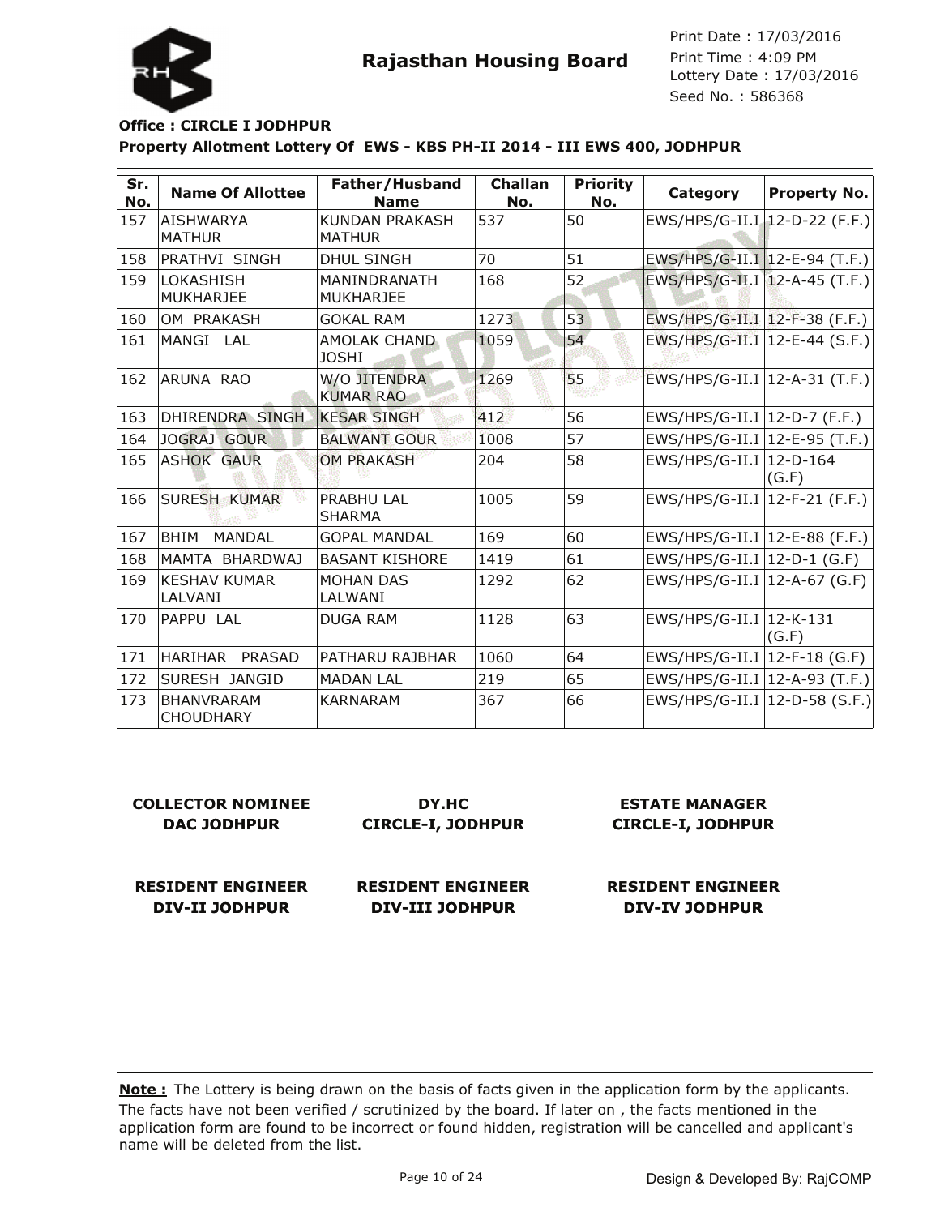# Rajasthan Housing Board

Print Date : 17/03/2016
Print Time : 4:09 PM
Lottery Date : 17/03/2016
Seed No. : 586368

**Office : CIRCLE I JODHPUR**

**Property Allotment Lottery Of EWS - KBS PH-II 2014 - III EWS 400, JODHPUR**

| Sr. No. | Name Of Allottee | Father/Husband Name | Challan No. | Priority No. | Category | Property No. |
|---|---|---|---|---|---|---|
| 157 | AISHWARYA MATHUR | KUNDAN PRAKASH MATHUR | 537 | 50 | EWS/HPS/G-II.I | 12-D-22 (F.F.) |
| 158 | PRATHVI SINGH | DHUL SINGH | 70 | 51 | EWS/HPS/G-II.I | 12-E-94 (T.F.) |
| 159 | LOKASHISH MUKHARJEE | MANINDRANATH MUKHARJEE | 168 | 52 | EWS/HPS/G-II.I | 12-A-45 (T.F.) |
| 160 | OM PRAKASH | GOKAL RAM | 1273 | 53 | EWS/HPS/G-II.I | 12-F-38 (F.F.) |
| 161 | MANGI LAL | AMOLAK CHAND JOSHI | 1059 | 54 | EWS/HPS/G-II.I | 12-E-44 (S.F.) |
| 162 | ARUNA RAO | W/O JITENDRA KUMAR RAO | 1269 | 55 | EWS/HPS/G-II.I | 12-A-31 (T.F.) |
| 163 | DHIRENDRA SINGH | KESAR SINGH | 412 | 56 | EWS/HPS/G-II.I | 12-D-7 (F.F.) |
| 164 | JOGRAJ GOUR | BALWANT GOUR | 1008 | 57 | EWS/HPS/G-II.I | 12-E-95 (T.F.) |
| 165 | ASHOK GAUR | OM PRAKASH | 204 | 58 | EWS/HPS/G-II.I | 12-D-164 (G.F) |
| 166 | SURESH KUMAR | PRABHU LAL SHARMA | 1005 | 59 | EWS/HPS/G-II.I | 12-F-21 (F.F.) |
| 167 | BHIM MANDAL | GOPAL MANDAL | 169 | 60 | EWS/HPS/G-II.I | 12-E-88 (F.F.) |
| 168 | MAMTA BHARDWAJ | BASANT KISHORE | 1419 | 61 | EWS/HPS/G-II.I | 12-D-1 (G.F) |
| 169 | KESHAV KUMAR LALVANI | MOHAN DAS LALWANI | 1292 | 62 | EWS/HPS/G-II.I | 12-A-67 (G.F) |
| 170 | PAPPU LAL | DUGA RAM | 1128 | 63 | EWS/HPS/G-II.I | 12-K-131 (G.F) |
| 171 | HARIHAR PRASAD | PATHARU RAJBHAR | 1060 | 64 | EWS/HPS/G-II.I | 12-F-18 (G.F) |
| 172 | SURESH JANGID | MADAN LAL | 219 | 65 | EWS/HPS/G-II.I | 12-A-93 (T.F.) |
| 173 | BHANVRARAM CHOUDHARY | KARNARAM | 367 | 66 | EWS/HPS/G-II.I | 12-D-58 (S.F.) |

**COLLECTOR NOMINEE**
**DAC JODHPUR**

**DY.HC**
**CIRCLE-I, JODHPUR**

**ESTATE MANAGER**
**CIRCLE-I, JODHPUR**

**RESIDENT ENGINEER**
**DIV-II JODHPUR**

**RESIDENT ENGINEER**
**DIV-III JODHPUR**

**RESIDENT ENGINEER**
**DIV-IV JODHPUR**

**Note :** The Lottery is being drawn on the basis of facts given in the application form by the applicants. The facts have not been verified / scrutinized by the board. If later on , the facts mentioned in the application form are found to be incorrect or found hidden, registration will be cancelled and applicant's name will be deleted from the list.

Design & Developed By: RajCOMP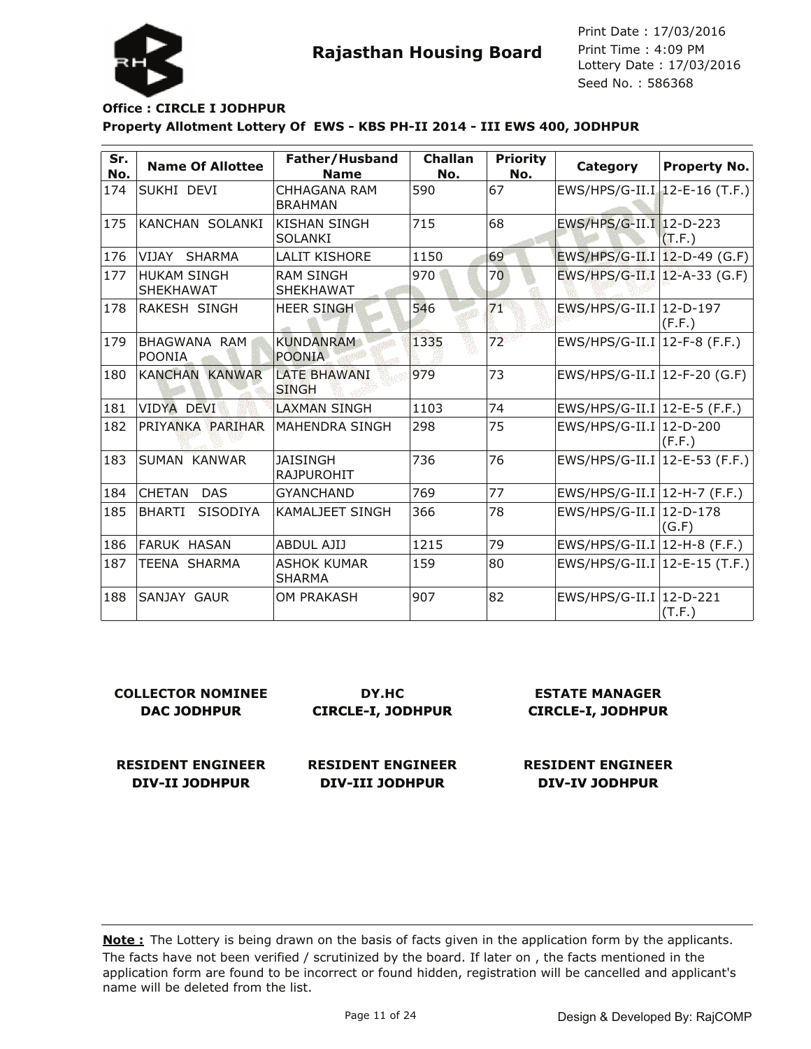# Rajasthan Housing Board

Print Date : 17/03/2016
Print Time : 4:09 PM
Lottery Date : 17/03/2016
Seed No. : 586368

**Office : CIRCLE I JODHPUR**

**Property Allotment Lottery Of EWS - KBS PH-II 2014 - III EWS 400, JODHPUR**

| Sr. No. | Name Of Allottee | Father/Husband Name | Challan No. | Priority No. | Category | Property No. |
|---|---|---|---|---|---|---|
| 174 | SUKHI DEVI | CHHAGANA RAM BRAHMAN | 590 | 67 | EWS/HPS/G-II.I | 12-E-16 (T.F.) |
| 175 | KANCHAN SOLANKI | KISHAN SINGH SOLANKI | 715 | 68 | EWS/HPS/G-II.I | 12-D-223 (T.F.) |
| 176 | VIJAY SHARMA | LALIT KISHORE | 1150 | 69 | EWS/HPS/G-II.I | 12-D-49 (G.F) |
| 177 | HUKAM SINGH SHEKHAWAT | RAM SINGH SHEKHAWAT | 970 | 70 | EWS/HPS/G-II.I | 12-A-33 (G.F) |
| 178 | RAKESH SINGH | HEER SINGH | 546 | 71 | EWS/HPS/G-II.I | 12-D-197 (F.F.) |
| 179 | BHAGWANA RAM POONIA | KUNDANRAM POONIA | 1335 | 72 | EWS/HPS/G-II.I | 12-F-8 (F.F.) |
| 180 | KANCHAN KANWAR | LATE BHAWANI SINGH | 979 | 73 | EWS/HPS/G-II.I | 12-F-20 (G.F) |
| 181 | VIDYA DEVI | LAXMAN SINGH | 1103 | 74 | EWS/HPS/G-II.I | 12-E-5 (F.F.) |
| 182 | PRIYANKA PARIHAR | MAHENDRA SINGH | 298 | 75 | EWS/HPS/G-II.I | 12-D-200 (F.F.) |
| 183 | SUMAN KANWAR | JAISINGH RAJPUROHIT | 736 | 76 | EWS/HPS/G-II.I | 12-E-53 (F.F.) |
| 184 | CHETAN DAS | GYANCHAND | 769 | 77 | EWS/HPS/G-II.I | 12-H-7 (F.F.) |
| 185 | BHARTI SISODIYA | KAMALJEET SINGH | 366 | 78 | EWS/HPS/G-II.I | 12-D-178 (G.F) |
| 186 | FARUK HASAN | ABDUL AJIJ | 1215 | 79 | EWS/HPS/G-II.I | 12-H-8 (F.F.) |
| 187 | TEENA SHARMA | ASHOK KUMAR SHARMA | 159 | 80 | EWS/HPS/G-II.I | 12-E-15 (T.F.) |
| 188 | SANJAY GAUR | OM PRAKASH | 907 | 82 | EWS/HPS/G-II.I | 12-D-221 (T.F.) |

**COLLECTOR NOMINEE**
**DAC JODHPUR**

**DY.HC**
**CIRCLE-I, JODHPUR**

**ESTATE MANAGER**
**CIRCLE-I, JODHPUR**

**RESIDENT ENGINEER**
**DIV-II JODHPUR**

**RESIDENT ENGINEER**
**DIV-III JODHPUR**

**RESIDENT ENGINEER**
**DIV-IV JODHPUR**

**Note :** The Lottery is being drawn on the basis of facts given in the application form by the applicants. The facts have not been verified / scrutinized by the board. If later on , the facts mentioned in the application form are found to be incorrect or found hidden, registration will be cancelled and applicant's name will be deleted from the list.

Design & Developed By: RajCOMP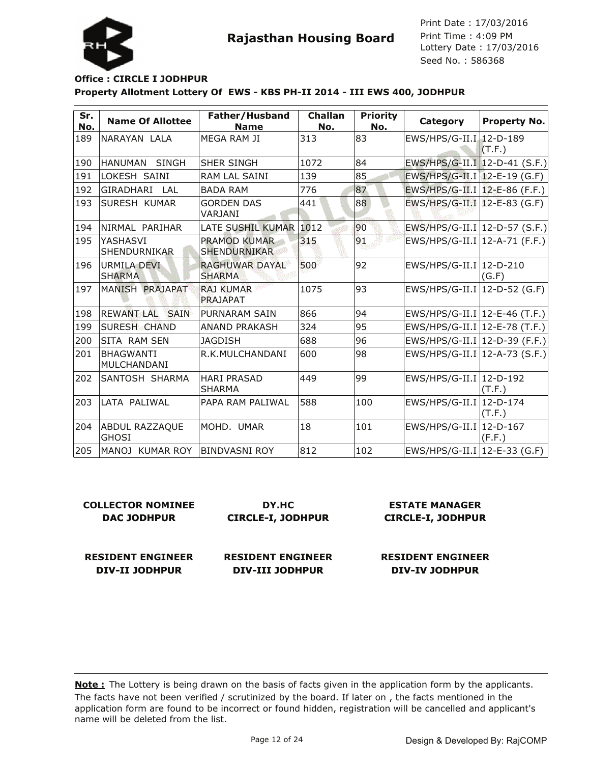**Rajasthan Housing Board**

Print Date : 17/03/2016
Print Time : 4:09 PM
Lottery Date : 17/03/2016
Seed No. : 586368

**Office : CIRCLE I JODHPUR**

**Property Allotment Lottery Of EWS - KBS PH-II 2014 - III EWS 400, JODHPUR**

| Sr. No. | Name Of Allottee | Father/Husband Name | Challan No. | Priority No. | Category | Property No. |
|---|---|---|---|---|---|---|
| 189 | NARAYAN LALA | MEGA RAM JI | 313 | 83 | EWS/HPS/G-II.I | 12-D-189 (T.F.) |
| 190 | HANUMAN SINGH | SHER SINGH | 1072 | 84 | EWS/HPS/G-II.I | 12-D-41 (S.F.) |
| 191 | LOKESH SAINI | RAM LAL SAINI | 139 | 85 | EWS/HPS/G-II.I | 12-E-19 (G.F) |
| 192 | GIRADHARI LAL | BADA RAM | 776 | 87 | EWS/HPS/G-II.I | 12-E-86 (F.F.) |
| 193 | SURESH KUMAR | GORDEN DAS VARJANI | 441 | 88 | EWS/HPS/G-II.I | 12-E-83 (G.F) |
| 194 | NIRMAL PARIHAR | LATE SUSHIL KUMAR | 1012 | 90 | EWS/HPS/G-II.I | 12-D-57 (S.F.) |
| 195 | YASHASVI SHENDURNIKAR | PRAMOD KUMAR SHENDURNIKAR | 315 | 91 | EWS/HPS/G-II.I | 12-A-71 (F.F.) |
| 196 | URMILA DEVI SHARMA | RAGHUWAR DAYAL SHARMA | 500 | 92 | EWS/HPS/G-II.I | 12-D-210 (G.F) |
| 197 | MANISH PRAJAPAT | RAJ KUMAR PRAJAPAT | 1075 | 93 | EWS/HPS/G-II.I | 12-D-52 (G.F) |
| 198 | REWANT LAL SAIN | PURNARAM SAIN | 866 | 94 | EWS/HPS/G-II.I | 12-E-46 (T.F.) |
| 199 | SURESH CHAND | ANAND PRAKASH | 324 | 95 | EWS/HPS/G-II.I | 12-E-78 (T.F.) |
| 200 | SITA RAM SEN | JAGDISH | 688 | 96 | EWS/HPS/G-II.I | 12-D-39 (F.F.) |
| 201 | BHAGWANTI MULCHANDANI | R.K.MULCHANDANI | 600 | 98 | EWS/HPS/G-II.I | 12-A-73 (S.F.) |
| 202 | SANTOSH SHARMA | HARI PRASAD SHARMA | 449 | 99 | EWS/HPS/G-II.I | 12-D-192 (T.F.) |
| 203 | LATA PALIWAL | PAPA RAM PALIWAL | 588 | 100 | EWS/HPS/G-II.I | 12-D-174 (T.F.) |
| 204 | ABDUL RAZZAQUE GHOSI | MOHD. UMAR | 18 | 101 | EWS/HPS/G-II.I | 12-D-167 (F.F.) |
| 205 | MANOJ KUMAR ROY | BINDVASNI ROY | 812 | 102 | EWS/HPS/G-II.I | 12-E-33 (G.F) |

**COLLECTOR NOMINEE**
**DAC JODHPUR**

**DY.HC**
**CIRCLE-I, JODHPUR**

**ESTATE MANAGER**
**CIRCLE-I, JODHPUR**

**RESIDENT ENGINEER**
**DIV-II JODHPUR**

**RESIDENT ENGINEER**
**DIV-III JODHPUR**

**RESIDENT ENGINEER**
**DIV-IV JODHPUR**

**Note :** The Lottery is being drawn on the basis of facts given in the application form by the applicants. The facts have not been verified / scrutinized by the board. If later on , the facts mentioned in the application form are found to be incorrect or found hidden, registration will be cancelled and applicant's name will be deleted from the list.

Design & Developed By: RajCOMP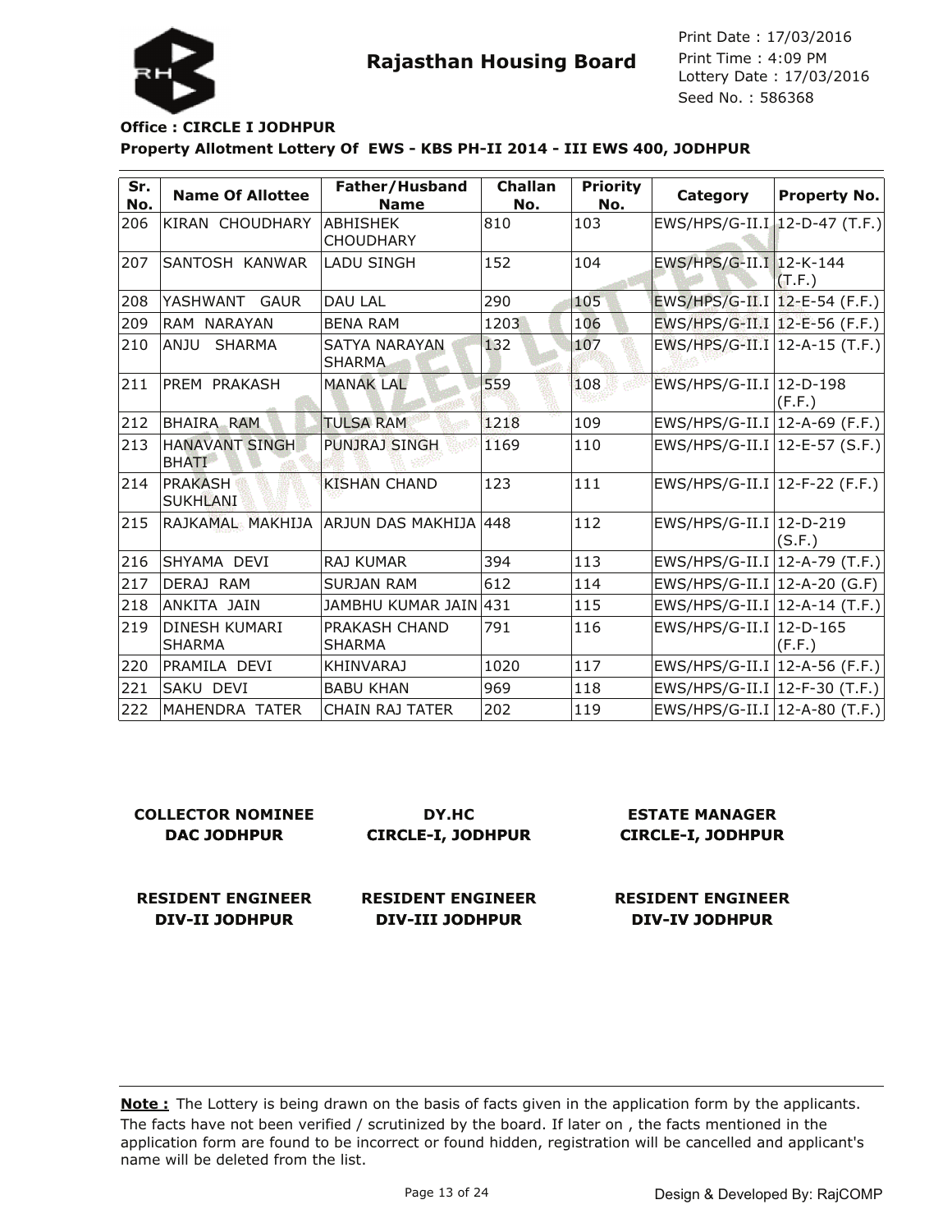# Rajasthan Housing Board

Print Date : 17/03/2016
Print Time : 4:09 PM
Lottery Date : 17/03/2016
Seed No. : 586368

**Office : CIRCLE I JODHPUR**

**Property Allotment Lottery Of EWS - KBS PH-II 2014 - III EWS 400, JODHPUR**

| Sr. No. | Name Of Allottee | Father/Husband Name | Challan No. | Priority No. | Category | Property No. |
|---|---|---|---|---|---|---|
| 206 | KIRAN CHOUDHARY | ABHISHEK CHOUDHARY | 810 | 103 | EWS/HPS/G-II.I | 12-D-47 (T.F.) |
| 207 | SANTOSH KANWAR | LADU SINGH | 152 | 104 | EWS/HPS/G-II.I | 12-K-144 (T.F.) |
| 208 | YASHWANT GAUR | DAU LAL | 290 | 105 | EWS/HPS/G-II.I | 12-E-54 (F.F.) |
| 209 | RAM NARAYAN | BENA RAM | 1203 | 106 | EWS/HPS/G-II.I | 12-E-56 (F.F.) |
| 210 | ANJU SHARMA | SATYA NARAYAN SHARMA | 132 | 107 | EWS/HPS/G-II.I | 12-A-15 (T.F.) |
| 211 | PREM PRAKASH | MANAK LAL | 559 | 108 | EWS/HPS/G-II.I | 12-D-198 (F.F.) |
| 212 | BHAIRA RAM | TULSA RAM | 1218 | 109 | EWS/HPS/G-II.I | 12-A-69 (F.F.) |
| 213 | HANAVANT SINGH BHATI | PUNJRAJ SINGH | 1169 | 110 | EWS/HPS/G-II.I | 12-E-57 (S.F.) |
| 214 | PRAKASH SUKHLANI | KISHAN CHAND | 123 | 111 | EWS/HPS/G-II.I | 12-F-22 (F.F.) |
| 215 | RAJKAMAL MAKHIJA | ARJUN DAS MAKHIJA | 448 | 112 | EWS/HPS/G-II.I | 12-D-219 (S.F.) |
| 216 | SHYAMA DEVI | RAJ KUMAR | 394 | 113 | EWS/HPS/G-II.I | 12-A-79 (T.F.) |
| 217 | DERAJ RAM | SURJAN RAM | 612 | 114 | EWS/HPS/G-II.I | 12-A-20 (G.F) |
| 218 | ANKITA JAIN | JAMBHU KUMAR JAIN | 431 | 115 | EWS/HPS/G-II.I | 12-A-14 (T.F.) |
| 219 | DINESH KUMARI SHARMA | PRAKASH CHAND SHARMA | 791 | 116 | EWS/HPS/G-II.I | 12-D-165 (F.F.) |
| 220 | PRAMILA DEVI | KHINVARAJ | 1020 | 117 | EWS/HPS/G-II.I | 12-A-56 (F.F.) |
| 221 | SAKU DEVI | BABU KHAN | 969 | 118 | EWS/HPS/G-II.I | 12-F-30 (T.F.) |
| 222 | MAHENDRA TATER | CHAIN RAJ TATER | 202 | 119 | EWS/HPS/G-II.I | 12-A-80 (T.F.) |

**COLLECTOR NOMINEE**
**DAC JODHPUR**

**DY.HC**
**CIRCLE-I, JODHPUR**

**ESTATE MANAGER**
**CIRCLE-I, JODHPUR**

**RESIDENT ENGINEER**
**DIV-II JODHPUR**

**RESIDENT ENGINEER**
**DIV-III JODHPUR**

**RESIDENT ENGINEER**
**DIV-IV JODHPUR**

**Note :** The Lottery is being drawn on the basis of facts given in the application form by the applicants. The facts have not been verified / scrutinized by the board. If later on , the facts mentioned in the application form are found to be incorrect or found hidden, registration will be cancelled and applicant's name will be deleted from the list.

Design & Developed By: RajCOMP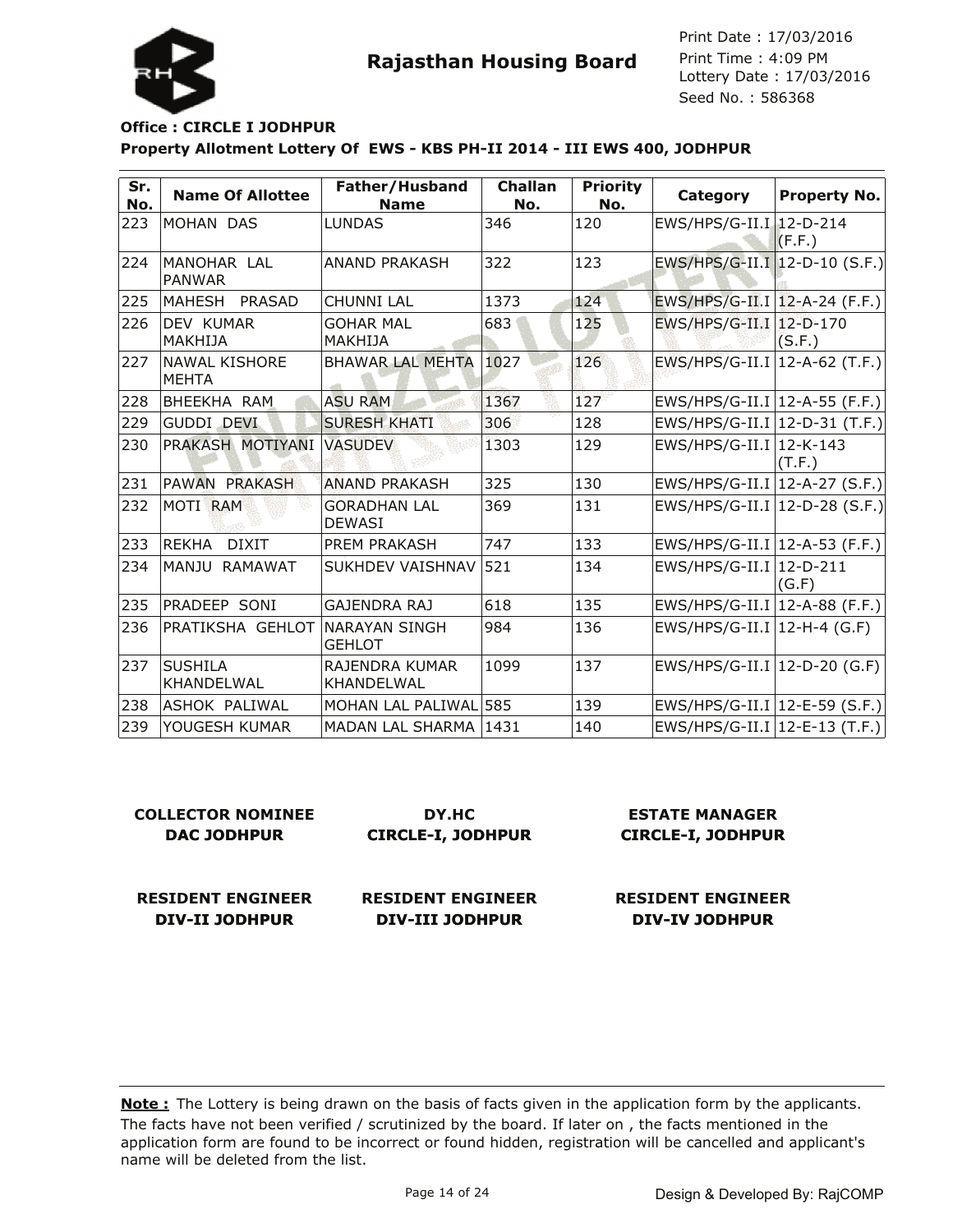**Rajasthan Housing Board**

Print Date : 17/03/2016
Print Time : 4:09 PM
Lottery Date : 17/03/2016
Seed No. : 586368

**Office : CIRCLE I JODHPUR**

**Property Allotment Lottery Of EWS - KBS PH-II 2014 - III EWS 400, JODHPUR**

| Sr. No. | Name Of Allottee | Father/Husband Name | Challan No. | Priority No. | Category | Property No. |
|---|---|---|---|---|---|---|
| 223 | MOHAN DAS | LUNDAS | 346 | 120 | EWS/HPS/G-II.I | 12-D-214 (F.F.) |
| 224 | MANOHAR LAL PANWAR | ANAND PRAKASH | 322 | 123 | EWS/HPS/G-II.I | 12-D-10 (S.F.) |
| 225 | MAHESH PRASAD | CHUNNI LAL | 1373 | 124 | EWS/HPS/G-II.I | 12-A-24 (F.F.) |
| 226 | DEV KUMAR MAKHIJA | GOHAR MAL MAKHIJA | 683 | 125 | EWS/HPS/G-II.I | 12-D-170 (S.F.) |
| 227 | NAWAL KISHORE MEHTA | BHAWAR LAL MEHTA | 1027 | 126 | EWS/HPS/G-II.I | 12-A-62 (T.F.) |
| 228 | BHEEKHA RAM | ASU RAM | 1367 | 127 | EWS/HPS/G-II.I | 12-A-55 (F.F.) |
| 229 | GUDDI DEVI | SURESH KHATI | 306 | 128 | EWS/HPS/G-II.I | 12-D-31 (T.F.) |
| 230 | PRAKASH MOTIYANI | VASUDEV | 1303 | 129 | EWS/HPS/G-II.I | 12-K-143 (T.F.) |
| 231 | PAWAN PRAKASH | ANAND PRAKASH | 325 | 130 | EWS/HPS/G-II.I | 12-A-27 (S.F.) |
| 232 | MOTI RAM | GORADHAN LAL DEWASI | 369 | 131 | EWS/HPS/G-II.I | 12-D-28 (S.F.) |
| 233 | REKHA DIXIT | PREM PRAKASH | 747 | 133 | EWS/HPS/G-II.I | 12-A-53 (F.F.) |
| 234 | MANJU RAMAWAT | SUKHDEV VAISHNAV | 521 | 134 | EWS/HPS/G-II.I | 12-D-211 (G.F) |
| 235 | PRADEEP SONI | GAJENDRA RAJ | 618 | 135 | EWS/HPS/G-II.I | 12-A-88 (F.F.) |
| 236 | PRATIKSHA GEHLOT | NARAYAN SINGH GEHLOT | 984 | 136 | EWS/HPS/G-II.I | 12-H-4 (G.F) |
| 237 | SUSHILA KHANDELWAL | RAJENDRA KUMAR KHANDELWAL | 1099 | 137 | EWS/HPS/G-II.I | 12-D-20 (G.F) |
| 238 | ASHOK PALIWAL | MOHAN LAL PALIWAL | 585 | 139 | EWS/HPS/G-II.I | 12-E-59 (S.F.) |
| 239 | YOUGESH KUMAR | MADAN LAL SHARMA | 1431 | 140 | EWS/HPS/G-II.I | 12-E-13 (T.F.) |

**COLLECTOR NOMINEE**
**DAC JODHPUR**

**DY.HC**
**CIRCLE-I, JODHPUR**

**ESTATE MANAGER**
**CIRCLE-I, JODHPUR**

**RESIDENT ENGINEER**
**DIV-II JODHPUR**

**RESIDENT ENGINEER**
**DIV-III JODHPUR**

**RESIDENT ENGINEER**
**DIV-IV JODHPUR**

**Note :** The Lottery is being drawn on the basis of facts given in the application form by the applicants. The facts have not been verified / scrutinized by the board. If later on , the facts mentioned in the application form are found to be incorrect or found hidden, registration will be cancelled and applicant's name will be deleted from the list.

Design & Developed By: RajCOMP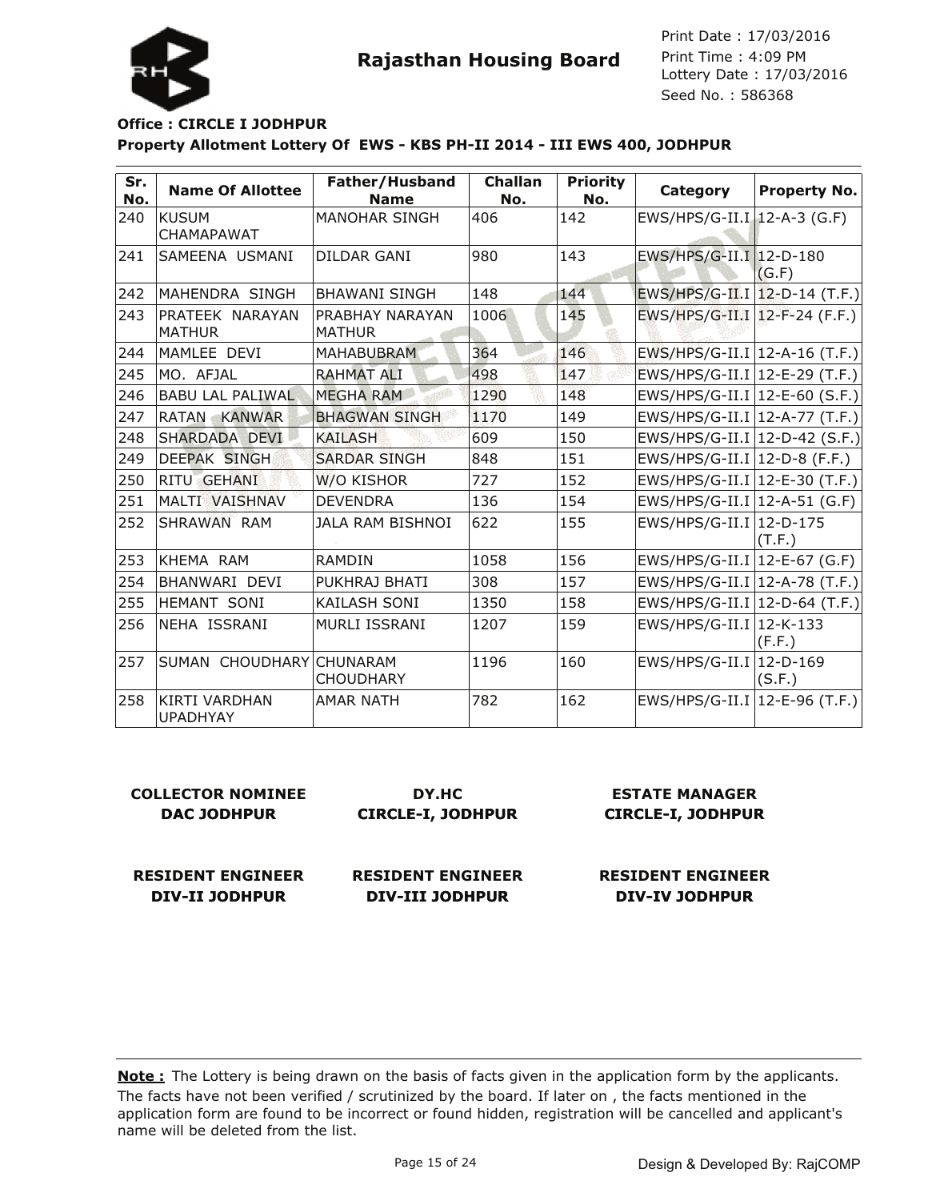# Rajasthan Housing Board

Print Date : 17/03/2016
Print Time : 4:09 PM
Lottery Date : 17/03/2016
Seed No. : 586368

**Office : CIRCLE I JODHPUR**

**Property Allotment Lottery Of EWS - KBS PH-II 2014 - III EWS 400, JODHPUR**

| Sr. No. | Name Of Allottee | Father/Husband Name | Challan No. | Priority No. | Category | Property No. |
|---|---|---|---|---|---|---|
| 240 | KUSUM CHAMAPAWAT | MANOHAR SINGH | 406 | 142 | EWS/HPS/G-II.I | 12-A-3 (G.F) |
| 241 | SAMEENA USMANI | DILDAR GANI | 980 | 143 | EWS/HPS/G-II.I | 12-D-180 (G.F) |
| 242 | MAHENDRA SINGH | BHAWANI SINGH | 148 | 144 | EWS/HPS/G-II.I | 12-D-14 (T.F.) |
| 243 | PRATEEK NARAYAN MATHUR | PRABHAY NARAYAN MATHUR | 1006 | 145 | EWS/HPS/G-II.I | 12-F-24 (F.F.) |
| 244 | MAMLEE DEVI | MAHABUBRAM | 364 | 146 | EWS/HPS/G-II.I | 12-A-16 (T.F.) |
| 245 | MO. AFJAL | RAHMAT ALI | 498 | 147 | EWS/HPS/G-II.I | 12-E-29 (T.F.) |
| 246 | BABU LAL PALIWAL | MEGHA RAM | 1290 | 148 | EWS/HPS/G-II.I | 12-E-60 (S.F.) |
| 247 | RATAN KANWAR | BHAGWAN SINGH | 1170 | 149 | EWS/HPS/G-II.I | 12-A-77 (T.F.) |
| 248 | SHARDADA DEVI | KAILASH | 609 | 150 | EWS/HPS/G-II.I | 12-D-42 (S.F.) |
| 249 | DEEPAK SINGH | SARDAR SINGH | 848 | 151 | EWS/HPS/G-II.I | 12-D-8 (F.F.) |
| 250 | RITU GEHANI | W/O KISHOR | 727 | 152 | EWS/HPS/G-II.I | 12-E-30 (T.F.) |
| 251 | MALTI VAISHNAV | DEVENDRA | 136 | 154 | EWS/HPS/G-II.I | 12-A-51 (G.F) |
| 252 | SHRAWAN RAM | JALA RAM BISHNOI | 622 | 155 | EWS/HPS/G-II.I | 12-D-175 (T.F.) |
| 253 | KHEMA RAM | RAMDIN | 1058 | 156 | EWS/HPS/G-II.I | 12-E-67 (G.F) |
| 254 | BHANWARI DEVI | PUKHRAJ BHATI | 308 | 157 | EWS/HPS/G-II.I | 12-A-78 (T.F.) |
| 255 | HEMANT SONI | KAILASH SONI | 1350 | 158 | EWS/HPS/G-II.I | 12-D-64 (T.F.) |
| 256 | NEHA ISSRANI | MURLI ISSRANI | 1207 | 159 | EWS/HPS/G-II.I | 12-K-133 (F.F.) |
| 257 | SUMAN CHOUDHARY | CHUNARAM CHOUDHARY | 1196 | 160 | EWS/HPS/G-II.I | 12-D-169 (S.F.) |
| 258 | KIRTI VARDHAN UPADHYAY | AMAR NATH | 782 | 162 | EWS/HPS/G-II.I | 12-E-96 (T.F.) |

| | | |
|---|---|---|
| **COLLECTOR NOMINEE DAC JODHPUR** | **DY.HC CIRCLE-I, JODHPUR** | **ESTATE MANAGER CIRCLE-I, JODHPUR** |
| **RESIDENT ENGINEER DIV-II JODHPUR** | **RESIDENT ENGINEER DIV-III JODHPUR** | **RESIDENT ENGINEER DIV-IV JODHPUR** |

**Note :** The Lottery is being drawn on the basis of facts given in the application form by the applicants. The facts have not been verified / scrutinized by the board. If later on , the facts mentioned in the application form are found to be incorrect or found hidden, registration will be cancelled and applicant's name will be deleted from the list.

Design & Developed By: RajCOMP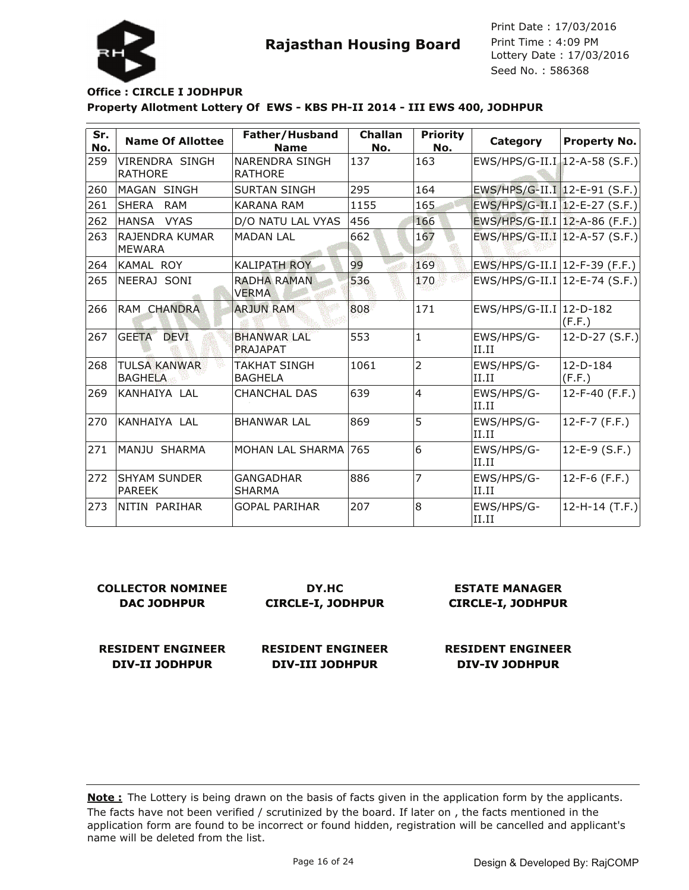# Rajasthan Housing Board

Print Date : 17/03/2016
Print Time : 4:09 PM
Lottery Date : 17/03/2016
Seed No. : 586368

**Office : CIRCLE I JODHPUR**

**Property Allotment Lottery Of EWS - KBS PH-II 2014 - III EWS 400, JODHPUR**

| Sr. No. | Name Of Allottee | Father/Husband Name | Challan No. | Priority No. | Category | Property No. |
|---|---|---|---|---|---|---|
| 259 | VIRENDRA SINGH RATHORE | NARENDRA SINGH RATHORE | 137 | 163 | EWS/HPS/G-II.I | 12-A-58 (S.F.) |
| 260 | MAGAN SINGH | SURTAN SINGH | 295 | 164 | EWS/HPS/G-II.I | 12-E-91 (S.F.) |
| 261 | SHERA RAM | KARANA RAM | 1155 | 165 | EWS/HPS/G-II.I | 12-E-27 (S.F.) |
| 262 | HANSA VYAS | D/O NATU LAL VYAS | 456 | 166 | EWS/HPS/G-II.I | 12-A-86 (F.F.) |
| 263 | RAJENDRA KUMAR MEWARA | MADAN LAL | 662 | 167 | EWS/HPS/G-II.I | 12-A-57 (S.F.) |
| 264 | KAMAL ROY | KALIPATH ROY | 99 | 169 | EWS/HPS/G-II.I | 12-F-39 (F.F.) |
| 265 | NEERAJ SONI | RADHA RAMAN VERMA | 536 | 170 | EWS/HPS/G-II.I | 12-E-74 (S.F.) |
| 266 | RAM CHANDRA | ARJUN RAM | 808 | 171 | EWS/HPS/G-II.I | 12-D-182 (F.F.) |
| 267 | GEETA DEVI | BHANWAR LAL PRAJAPAT | 553 | 1 | EWS/HPS/G-II.II | 12-D-27 (S.F.) |
| 268 | TULSA KANWAR BAGHELA | TAKHAT SINGH BAGHELA | 1061 | 2 | EWS/HPS/G-II.II | 12-D-184 (F.F.) |
| 269 | KANHAIYA LAL | CHANCHAL DAS | 639 | 4 | EWS/HPS/G-II.II | 12-F-40 (F.F.) |
| 270 | KANHAIYA LAL | BHANWAR LAL | 869 | 5 | EWS/HPS/G-II.II | 12-F-7 (F.F.) |
| 271 | MANJU SHARMA | MOHAN LAL SHARMA | 765 | 6 | EWS/HPS/G-II.II | 12-E-9 (S.F.) |
| 272 | SHYAM SUNDER PAREEK | GANGADHAR SHARMA | 886 | 7 | EWS/HPS/G-II.II | 12-F-6 (F.F.) |
| 273 | NITIN PARIHAR | GOPAL PARIHAR | 207 | 8 | EWS/HPS/G-II.II | 12-H-14 (T.F.) |

**COLLECTOR NOMINEE**
**DAC JODHPUR**

**DY.HC**
**CIRCLE-I, JODHPUR**

**ESTATE MANAGER**
**CIRCLE-I, JODHPUR**

**RESIDENT ENGINEER**
**DIV-II JODHPUR**

**RESIDENT ENGINEER**
**DIV-III JODHPUR**

**RESIDENT ENGINEER**
**DIV-IV JODHPUR**

**Note :** The Lottery is being drawn on the basis of facts given in the application form by the applicants. The facts have not been verified / scrutinized by the board. If later on , the facts mentioned in the application form are found to be incorrect or found hidden, registration will be cancelled and applicant's name will be deleted from the list.

Design & Developed By: RajCOMP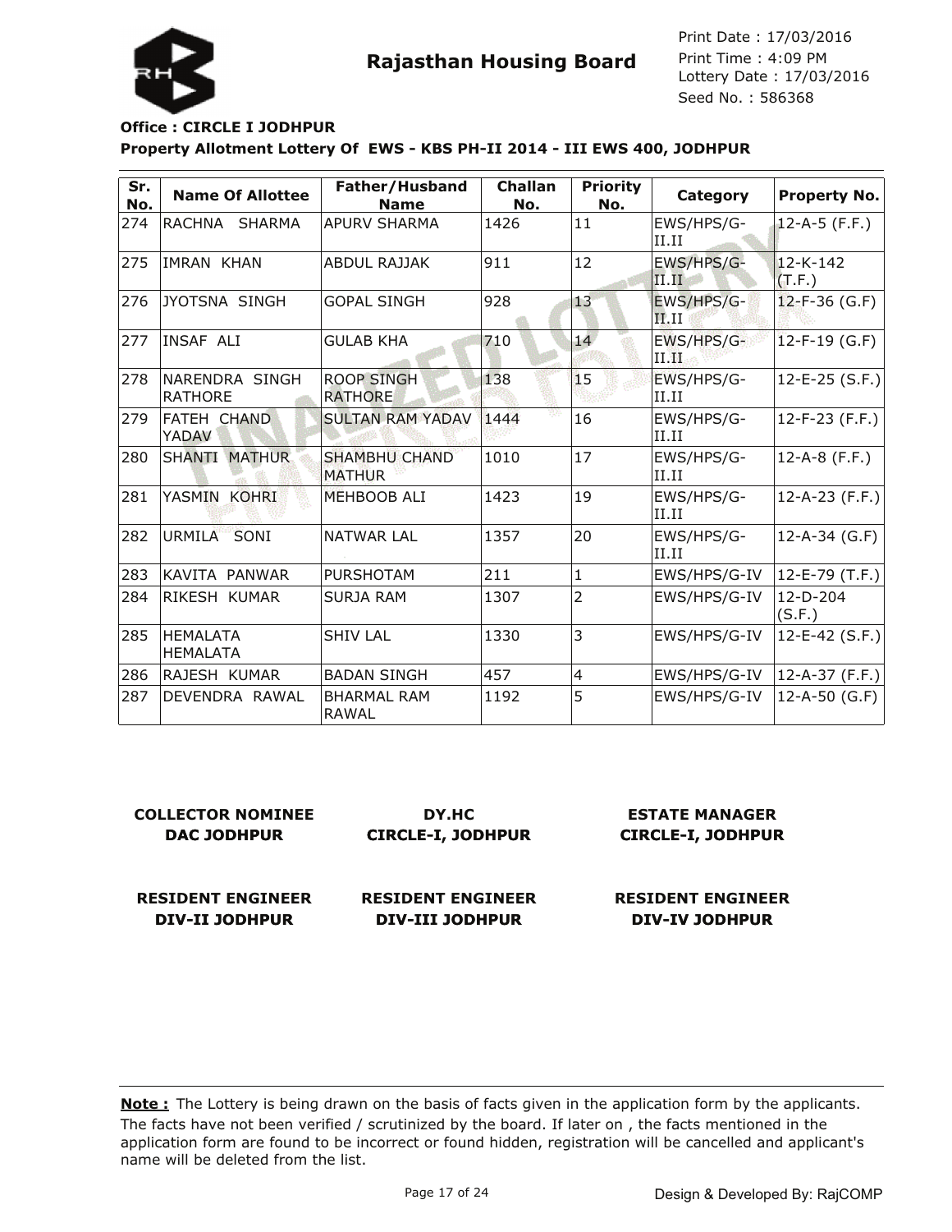# Rajasthan Housing Board

Print Date : 17/03/2016
Print Time : 4:09 PM
Lottery Date : 17/03/2016
Seed No. : 586368

**Office : CIRCLE I JODHPUR**

**Property Allotment Lottery Of EWS - KBS PH-II 2014 - III EWS 400, JODHPUR**

| Sr. No. | Name Of Allottee | Father/Husband Name | Challan No. | Priority No. | Category | Property No. |
|---|---|---|---|---|---|---|
| 274 | RACHNA SHARMA | APURV SHARMA | 1426 | 11 | EWS/HPS/G-II.II | 12-A-5 (F.F.) |
| 275 | IMRAN KHAN | ABDUL RAJJAK | 911 | 12 | EWS/HPS/G-II.II | 12-K-142 (T.F.) |
| 276 | JYOTSNA SINGH | GOPAL SINGH | 928 | 13 | EWS/HPS/G-II.II | 12-F-36 (G.F) |
| 277 | INSAF ALI | GULAB KHA | 710 | 14 | EWS/HPS/G-II.II | 12-F-19 (G.F) |
| 278 | NARENDRA SINGH RATHORE | ROOP SINGH RATHORE | 138 | 15 | EWS/HPS/G-II.II | 12-E-25 (S.F.) |
| 279 | FATEH CHAND YADAV | SULTAN RAM YADAV | 1444 | 16 | EWS/HPS/G-II.II | 12-F-23 (F.F.) |
| 280 | SHANTI MATHUR | SHAMBHU CHAND MATHUR | 1010 | 17 | EWS/HPS/G-II.II | 12-A-8 (F.F.) |
| 281 | YASMIN KOHRI | MEHBOOB ALI | 1423 | 19 | EWS/HPS/G-II.II | 12-A-23 (F.F.) |
| 282 | URMILA SONI | NATWAR LAL | 1357 | 20 | EWS/HPS/G-II.II | 12-A-34 (G.F) |
| 283 | KAVITA PANWAR | PURSHOTAM | 211 | 1 | EWS/HPS/G-IV | 12-E-79 (T.F.) |
| 284 | RIKESH KUMAR | SURJA RAM | 1307 | 2 | EWS/HPS/G-IV | 12-D-204 (S.F.) |
| 285 | HEMALATA HEMALATA | SHIV LAL | 1330 | 3 | EWS/HPS/G-IV | 12-E-42 (S.F.) |
| 286 | RAJESH KUMAR | BADAN SINGH | 457 | 4 | EWS/HPS/G-IV | 12-A-37 (F.F.) |
| 287 | DEVENDRA RAWAL | BHARMAL RAM RAWAL | 1192 | 5 | EWS/HPS/G-IV | 12-A-50 (G.F) |

**COLLECTOR NOMINEE**
**DAC JODHPUR**

**DY.HC**
**CIRCLE-I, JODHPUR**

**ESTATE MANAGER**
**CIRCLE-I, JODHPUR**

**RESIDENT ENGINEER**
**DIV-II JODHPUR**

**RESIDENT ENGINEER**
**DIV-III JODHPUR**

**RESIDENT ENGINEER**
**DIV-IV JODHPUR**

**Note :** The Lottery is being drawn on the basis of facts given in the application form by the applicants. The facts have not been verified / scrutinized by the board. If later on , the facts mentioned in the application form are found to be incorrect or found hidden, registration will be cancelled and applicant's name will be deleted from the list.

Design & Developed By: RajCOMP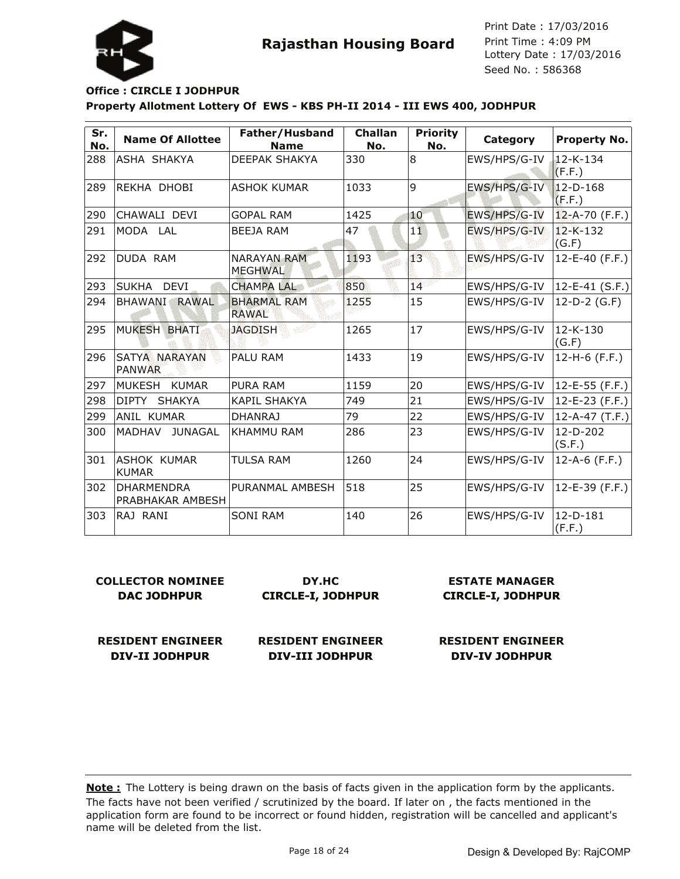# Rajasthan Housing Board

Print Date : 17/03/2016
Print Time : 4:09 PM
Lottery Date : 17/03/2016
Seed No. : 586368

**Office : CIRCLE I JODHPUR**

**Property Allotment Lottery Of EWS - KBS PH-II 2014 - III EWS 400, JODHPUR**

| Sr. No. | Name Of Allottee | Father/Husband Name | Challan No. | Priority No. | Category | Property No. |
|---|---|---|---|---|---|---|
| 288 | ASHA SHAKYA | DEEPAK SHAKYA | 330 | 8 | EWS/HPS/G-IV | 12-K-134 (F.F.) |
| 289 | REKHA DHOBI | ASHOK KUMAR | 1033 | 9 | EWS/HPS/G-IV | 12-D-168 (F.F.) |
| 290 | CHAWALI DEVI | GOPAL RAM | 1425 | 10 | EWS/HPS/G-IV | 12-A-70 (F.F.) |
| 291 | MODA LAL | BEEJA RAM | 47 | 11 | EWS/HPS/G-IV | 12-K-132 (G.F) |
| 292 | DUDA RAM | NARAYAN RAM MEGHWAL | 1193 | 13 | EWS/HPS/G-IV | 12-E-40 (F.F.) |
| 293 | SUKHA DEVI | CHAMPA LAL | 850 | 14 | EWS/HPS/G-IV | 12-E-41 (S.F.) |
| 294 | BHAWANI RAWAL | BHARMAL RAM RAWAL | 1255 | 15 | EWS/HPS/G-IV | 12-D-2 (G.F) |
| 295 | MUKESH BHATI | JAGDISH | 1265 | 17 | EWS/HPS/G-IV | 12-K-130 (G.F) |
| 296 | SATYA NARAYAN PANWAR | PALU RAM | 1433 | 19 | EWS/HPS/G-IV | 12-H-6 (F.F.) |
| 297 | MUKESH KUMAR | PURA RAM | 1159 | 20 | EWS/HPS/G-IV | 12-E-55 (F.F.) |
| 298 | DIPTY SHAKYA | KAPIL SHAKYA | 749 | 21 | EWS/HPS/G-IV | 12-E-23 (F.F.) |
| 299 | ANIL KUMAR | DHANRAJ | 79 | 22 | EWS/HPS/G-IV | 12-A-47 (T.F.) |
| 300 | MADHAV JUNAGAL | KHAMMU RAM | 286 | 23 | EWS/HPS/G-IV | 12-D-202 (S.F.) |
| 301 | ASHOK KUMAR KUMAR | TULSA RAM | 1260 | 24 | EWS/HPS/G-IV | 12-A-6 (F.F.) |
| 302 | DHARMENDRA PRABHAKAR AMBESH | PURANMAL AMBESH | 518 | 25 | EWS/HPS/G-IV | 12-E-39 (F.F.) |
| 303 | RAJ RANI | SONI RAM | 140 | 26 | EWS/HPS/G-IV | 12-D-181 (F.F.) |

**COLLECTOR NOMINEE**
**DAC JODHPUR**

**DY.HC**
**CIRCLE-I, JODHPUR**

**ESTATE MANAGER**
**CIRCLE-I, JODHPUR**

**RESIDENT ENGINEER**
**DIV-II JODHPUR**

**RESIDENT ENGINEER**
**DIV-III JODHPUR**

**RESIDENT ENGINEER**
**DIV-IV JODHPUR**

**Note :** The Lottery is being drawn on the basis of facts given in the application form by the applicants. The facts have not been verified / scrutinized by the board. If later on , the facts mentioned in the application form are found to be incorrect or found hidden, registration will be cancelled and applicant's name will be deleted from the list.

Design & Developed By: RajCOMP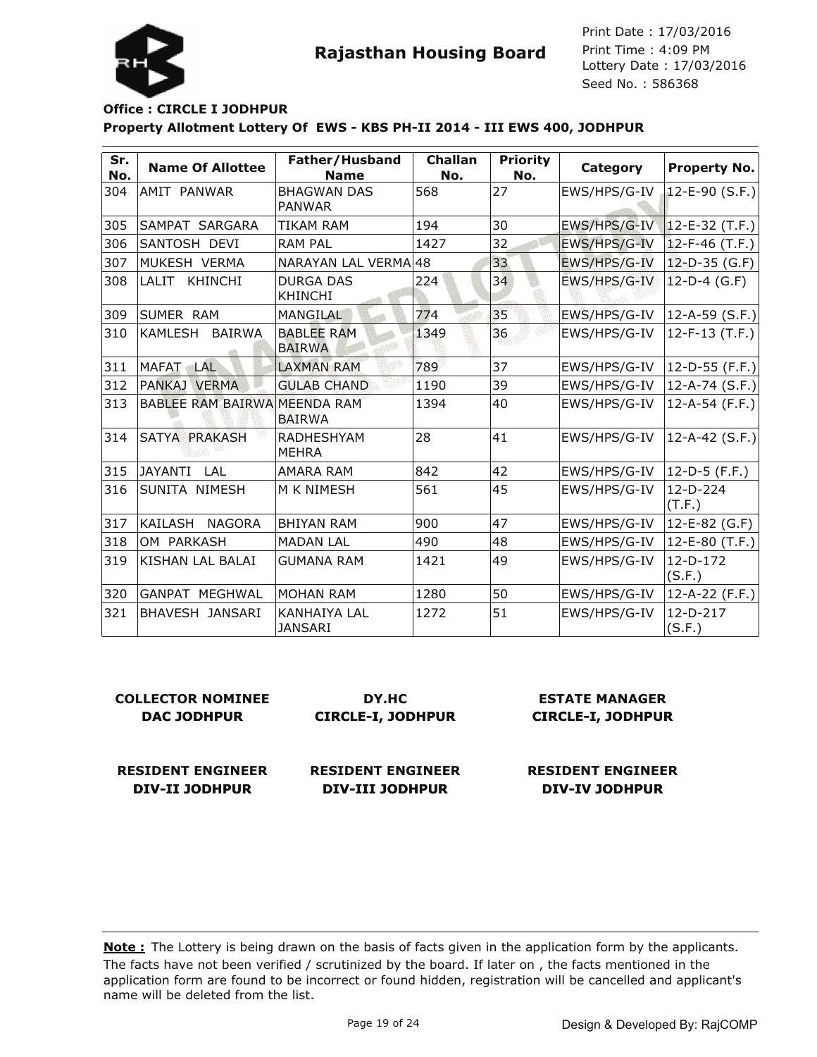# Rajasthan Housing Board

Print Date : 17/03/2016
Print Time : 4:09 PM
Lottery Date : 17/03/2016
Seed No. : 586368

**Office : CIRCLE I JODHPUR**

**Property Allotment Lottery Of EWS - KBS PH-II 2014 - III EWS 400, JODHPUR**

| Sr. No. | Name Of Allottee | Father/Husband Name | Challan No. | Priority No. | Category | Property No. |
|---|---|---|---|---|---|---|
| 304 | AMIT PANWAR | BHAGWAN DAS PANWAR | 568 | 27 | EWS/HPS/G-IV | 12-E-90 (S.F.) |
| 305 | SAMPAT SARGARA | TIKAM RAM | 194 | 30 | EWS/HPS/G-IV | 12-E-32 (T.F.) |
| 306 | SANTOSH DEVI | RAM PAL | 1427 | 32 | EWS/HPS/G-IV | 12-F-46 (T.F.) |
| 307 | MUKESH VERMA | NARAYAN LAL VERMA | 48 | 33 | EWS/HPS/G-IV | 12-D-35 (G.F) |
| 308 | LALIT KHINCHI | DURGA DAS KHINCHI | 224 | 34 | EWS/HPS/G-IV | 12-D-4 (G.F) |
| 309 | SUMER RAM | MANGILAL | 774 | 35 | EWS/HPS/G-IV | 12-A-59 (S.F.) |
| 310 | KAMLESH BAIRWA | BABLEE RAM BAIRWA | 1349 | 36 | EWS/HPS/G-IV | 12-F-13 (T.F.) |
| 311 | MAFAT LAL | LAXMAN RAM | 789 | 37 | EWS/HPS/G-IV | 12-D-55 (F.F.) |
| 312 | PANKAJ VERMA | GULAB CHAND | 1190 | 39 | EWS/HPS/G-IV | 12-A-74 (S.F.) |
| 313 | BABLEE RAM BAIRWA | MEENDA RAM BAIRWA | 1394 | 40 | EWS/HPS/G-IV | 12-A-54 (F.F.) |
| 314 | SATYA PRAKASH | RADHESHYAM MEHRA | 28 | 41 | EWS/HPS/G-IV | 12-A-42 (S.F.) |
| 315 | JAYANTI LAL | AMARA RAM | 842 | 42 | EWS/HPS/G-IV | 12-D-5 (F.F.) |
| 316 | SUNITA NIMESH | M K NIMESH | 561 | 45 | EWS/HPS/G-IV | 12-D-224 (T.F.) |
| 317 | KAILASH NAGORA | BHIYAN RAM | 900 | 47 | EWS/HPS/G-IV | 12-E-82 (G.F) |
| 318 | OM PARKASH | MADAN LAL | 490 | 48 | EWS/HPS/G-IV | 12-E-80 (T.F.) |
| 319 | KISHAN LAL BALAI | GUMANA RAM | 1421 | 49 | EWS/HPS/G-IV | 12-D-172 (S.F.) |
| 320 | GANPAT MEGHWAL | MOHAN RAM | 1280 | 50 | EWS/HPS/G-IV | 12-A-22 (F.F.) |
| 321 | BHAVESH JANSARI | KANHAIYA LAL JANSARI | 1272 | 51 | EWS/HPS/G-IV | 12-D-217 (S.F.) |

**COLLECTOR NOMINEE**
**DAC JODHPUR**

**DY.HC**
**CIRCLE-I, JODHPUR**

**ESTATE MANAGER**
**CIRCLE-I, JODHPUR**

**RESIDENT ENGINEER**
**DIV-II JODHPUR**

**RESIDENT ENGINEER**
**DIV-III JODHPUR**

**RESIDENT ENGINEER**
**DIV-IV JODHPUR**

**Note :** The Lottery is being drawn on the basis of facts given in the application form by the applicants. The facts have not been verified / scrutinized by the board. If later on , the facts mentioned in the application form are found to be incorrect or found hidden, registration will be cancelled and applicant's name will be deleted from the list.

Design & Developed By: RajCOMP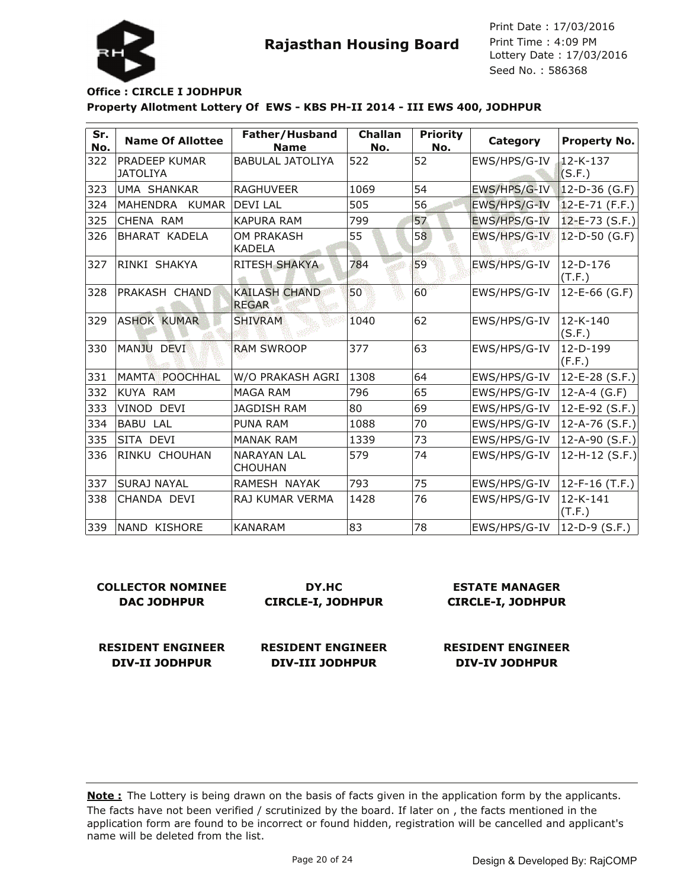# Rajasthan Housing Board

Print Date : 17/03/2016
Print Time : 4:09 PM
Lottery Date : 17/03/2016
Seed No. : 586368

**Office : CIRCLE I JODHPUR**

**Property Allotment Lottery Of EWS - KBS PH-II 2014 - III EWS 400, JODHPUR**

| Sr. No. | Name Of Allottee | Father/Husband Name | Challan No. | Priority No. | Category | Property No. |
|---|---|---|---|---|---|---|
| 322 | PRADEEP KUMAR JATOLIYA | BABULAL JATOLIYA | 522 | 52 | EWS/HPS/G-IV | 12-K-137 (S.F.) |
| 323 | UMA SHANKAR | RAGHUVEER | 1069 | 54 | EWS/HPS/G-IV | 12-D-36 (G.F) |
| 324 | MAHENDRA KUMAR | DEVI LAL | 505 | 56 | EWS/HPS/G-IV | 12-E-71 (F.F.) |
| 325 | CHENA RAM | KAPURA RAM | 799 | 57 | EWS/HPS/G-IV | 12-E-73 (S.F.) |
| 326 | BHARAT KADELA | OM PRAKASH KADELA | 55 | 58 | EWS/HPS/G-IV | 12-D-50 (G.F) |
| 327 | RINKI SHAKYA | RITESH SHAKYA | 784 | 59 | EWS/HPS/G-IV | 12-D-176 (T.F.) |
| 328 | PRAKASH CHAND | KAILASH CHAND REGAR | 50 | 60 | EWS/HPS/G-IV | 12-E-66 (G.F) |
| 329 | ASHOK KUMAR | SHIVRAM | 1040 | 62 | EWS/HPS/G-IV | 12-K-140 (S.F.) |
| 330 | MANJU DEVI | RAM SWROOP | 377 | 63 | EWS/HPS/G-IV | 12-D-199 (F.F.) |
| 331 | MAMTA POOCHHAL | W/O PRAKASH AGRI | 1308 | 64 | EWS/HPS/G-IV | 12-E-28 (S.F.) |
| 332 | KUYA RAM | MAGA RAM | 796 | 65 | EWS/HPS/G-IV | 12-A-4 (G.F) |
| 333 | VINOD DEVI | JAGDISH RAM | 80 | 69 | EWS/HPS/G-IV | 12-E-92 (S.F.) |
| 334 | BABU LAL | PUNA RAM | 1088 | 70 | EWS/HPS/G-IV | 12-A-76 (S.F.) |
| 335 | SITA DEVI | MANAK RAM | 1339 | 73 | EWS/HPS/G-IV | 12-A-90 (S.F.) |
| 336 | RINKU CHOUHAN | NARAYAN LAL CHOUHAN | 579 | 74 | EWS/HPS/G-IV | 12-H-12 (S.F.) |
| 337 | SURAJ NAYAL | RAMESH NAYAK | 793 | 75 | EWS/HPS/G-IV | 12-F-16 (T.F.) |
| 338 | CHANDA DEVI | RAJ KUMAR VERMA | 1428 | 76 | EWS/HPS/G-IV | 12-K-141 (T.F.) |
| 339 | NAND KISHORE | KANARAM | 83 | 78 | EWS/HPS/G-IV | 12-D-9 (S.F.) |

**COLLECTOR NOMINEE**
**DAC JODHPUR**

**DY.HC**
**CIRCLE-I, JODHPUR**

**ESTATE MANAGER**
**CIRCLE-I, JODHPUR**

**RESIDENT ENGINEER**
**DIV-II JODHPUR**

**RESIDENT ENGINEER**
**DIV-III JODHPUR**

**RESIDENT ENGINEER**
**DIV-IV JODHPUR**

**Note :** The Lottery is being drawn on the basis of facts given in the application form by the applicants. The facts have not been verified / scrutinized by the board. If later on , the facts mentioned in the application form are found to be incorrect or found hidden, registration will be cancelled and applicant's name will be deleted from the list.

Design & Developed By: RajCOMP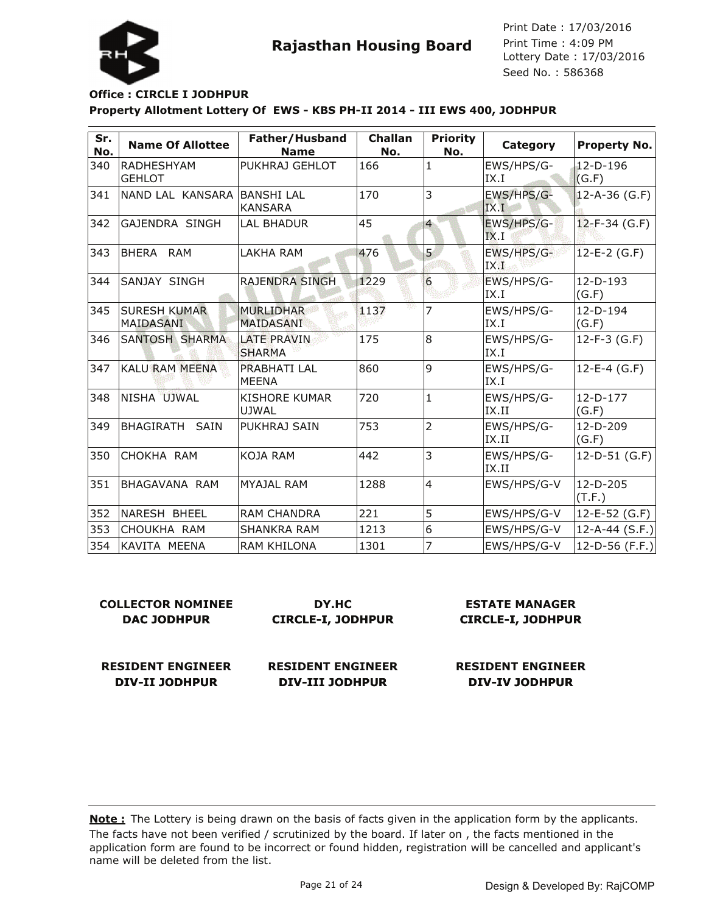**Rajasthan Housing Board**

Print Date : 17/03/2016
Print Time : 4:09 PM
Lottery Date : 17/03/2016
Seed No. : 586368

**Office : CIRCLE I JODHPUR**

**Property Allotment Lottery Of EWS - KBS PH-II 2014 - III EWS 400, JODHPUR**

| Sr. No. | Name Of Allottee | Father/Husband Name | Challan No. | Priority No. | Category | Property No. |
|---|---|---|---|---|---|---|
| 340 | RADHESHYAM GEHLOT | PUKHRAJ GEHLOT | 166 | 1 | EWS/HPS/G-IX.I | 12-D-196 (G.F) |
| 341 | NAND LAL KANSARA | BANSHI LAL KANSARA | 170 | 3 | EWS/HPS/G-IX.I | 12-A-36 (G.F) |
| 342 | GAJENDRA SINGH | LAL BHADUR | 45 | 4 | EWS/HPS/G-IX.I | 12-F-34 (G.F) |
| 343 | BHERA RAM | LAKHA RAM | 476 | 5 | EWS/HPS/G-IX.I | 12-E-2 (G.F) |
| 344 | SANJAY SINGH | RAJENDRA SINGH | 1229 | 6 | EWS/HPS/G-IX.I | 12-D-193 (G.F) |
| 345 | SURESH KUMAR MAIDASANI | MURLIDHAR MAIDASANI | 1137 | 7 | EWS/HPS/G-IX.I | 12-D-194 (G.F) |
| 346 | SANTOSH SHARMA | LATE PRAVIN SHARMA | 175 | 8 | EWS/HPS/G-IX.I | 12-F-3 (G.F) |
| 347 | KALU RAM MEENA | PRABHATI LAL MEENA | 860 | 9 | EWS/HPS/G-IX.I | 12-E-4 (G.F) |
| 348 | NISHA UJWAL | KISHORE KUMAR UJWAL | 720 | 1 | EWS/HPS/G-IX.II | 12-D-177 (G.F) |
| 349 | BHAGIRATH SAIN | PUKHRAJ SAIN | 753 | 2 | EWS/HPS/G-IX.II | 12-D-209 (G.F) |
| 350 | CHOKHA RAM | KOJA RAM | 442 | 3 | EWS/HPS/G-IX.II | 12-D-51 (G.F) |
| 351 | BHAGAVANA RAM | MYAJAL RAM | 1288 | 4 | EWS/HPS/G-V | 12-D-205 (T.F.) |
| 352 | NARESH BHEEL | RAM CHANDRA | 221 | 5 | EWS/HPS/G-V | 12-E-52 (G.F) |
| 353 | CHOUKHA RAM | SHANKRA RAM | 1213 | 6 | EWS/HPS/G-V | 12-A-44 (S.F.) |
| 354 | KAVITA MEENA | RAM KHILONA | 1301 | 7 | EWS/HPS/G-V | 12-D-56 (F.F.) |

**COLLECTOR NOMINEE**
**DAC JODHPUR**

**DY.HC**
**CIRCLE-I, JODHPUR**

**ESTATE MANAGER**
**CIRCLE-I, JODHPUR**

**RESIDENT ENGINEER**
**DIV-II JODHPUR**

**RESIDENT ENGINEER**
**DIV-III JODHPUR**

**RESIDENT ENGINEER**
**DIV-IV JODHPUR**

**Note :** The Lottery is being drawn on the basis of facts given in the application form by the applicants. The facts have not been verified / scrutinized by the board. If later on , the facts mentioned in the application form are found to be incorrect or found hidden, registration will be cancelled and applicant's name will be deleted from the list.

Design & Developed By: RajCOMP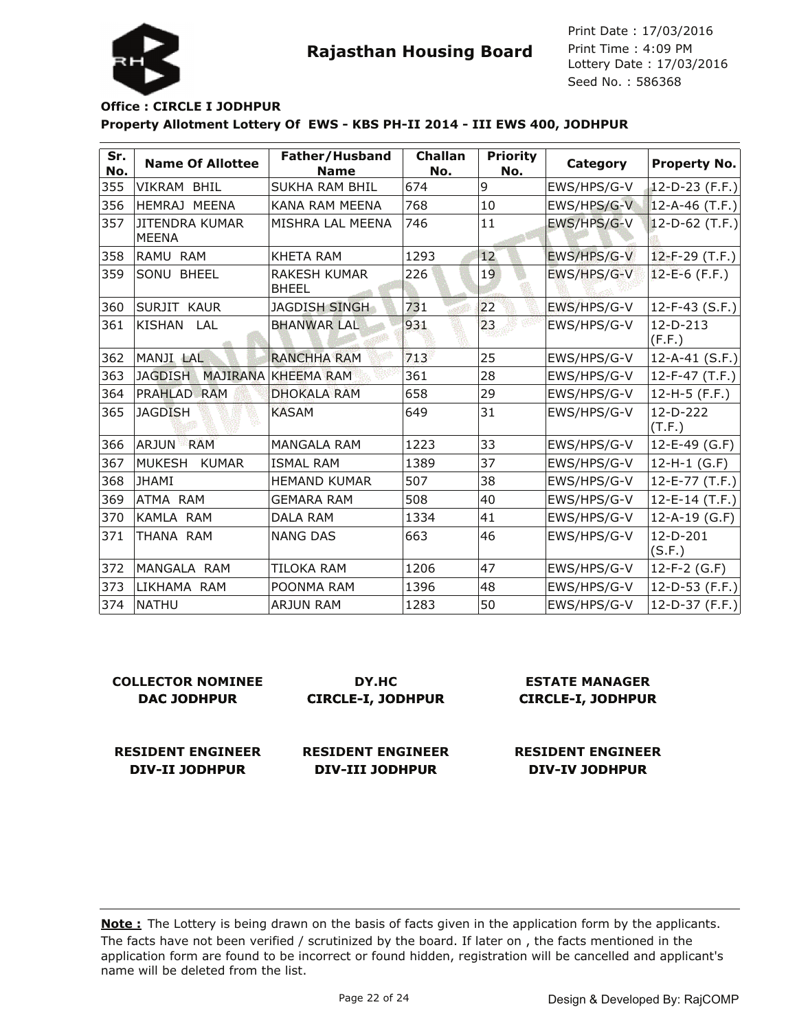# Rajasthan Housing Board

Print Date : 17/03/2016
Print Time : 4:09 PM
Lottery Date : 17/03/2016
Seed No. : 586368

**Office : CIRCLE I JODHPUR**

**Property Allotment Lottery Of EWS - KBS PH-II 2014 - III EWS 400, JODHPUR**

| Sr. No. | Name Of Allottee | Father/Husband Name | Challan No. | Priority No. | Category | Property No. |
|---|---|---|---|---|---|---|
| 355 | VIKRAM BHIL | SUKHA RAM BHIL | 674 | 9 | EWS/HPS/G-V | 12-D-23 (F.F.) |
| 356 | HEMRAJ MEENA | KANA RAM MEENA | 768 | 10 | EWS/HPS/G-V | 12-A-46 (T.F.) |
| 357 | JITENDRA KUMAR MEENA | MISHRA LAL MEENA | 746 | 11 | EWS/HPS/G-V | 12-D-62 (T.F.) |
| 358 | RAMU RAM | KHETA RAM | 1293 | 12 | EWS/HPS/G-V | 12-F-29 (T.F.) |
| 359 | SONU BHEEL | RAKESH KUMAR BHEEL | 226 | 19 | EWS/HPS/G-V | 12-E-6 (F.F.) |
| 360 | SURJIT KAUR | JAGDISH SINGH | 731 | 22 | EWS/HPS/G-V | 12-F-43 (S.F.) |
| 361 | KISHAN LAL | BHANWAR LAL | 931 | 23 | EWS/HPS/G-V | 12-D-213 (F.F.) |
| 362 | MANJI LAL | RANCHHA RAM | 713 | 25 | EWS/HPS/G-V | 12-A-41 (S.F.) |
| 363 | JAGDISH MAJIRANA | KHEEMA RAM | 361 | 28 | EWS/HPS/G-V | 12-F-47 (T.F.) |
| 364 | PRAHLAD RAM | DHOKALA RAM | 658 | 29 | EWS/HPS/G-V | 12-H-5 (F.F.) |
| 365 | JAGDISH | KASAM | 649 | 31 | EWS/HPS/G-V | 12-D-222 (T.F.) |
| 366 | ARJUN RAM | MANGALA RAM | 1223 | 33 | EWS/HPS/G-V | 12-E-49 (G.F) |
| 367 | MUKESH KUMAR | ISMAL RAM | 1389 | 37 | EWS/HPS/G-V | 12-H-1 (G.F) |
| 368 | JHAMI | HEMAND KUMAR | 507 | 38 | EWS/HPS/G-V | 12-E-77 (T.F.) |
| 369 | ATMA RAM | GEMARA RAM | 508 | 40 | EWS/HPS/G-V | 12-E-14 (T.F.) |
| 370 | KAMLA RAM | DALA RAM | 1334 | 41 | EWS/HPS/G-V | 12-A-19 (G.F) |
| 371 | THANA RAM | NANG DAS | 663 | 46 | EWS/HPS/G-V | 12-D-201 (S.F.) |
| 372 | MANGALA RAM | TILOKA RAM | 1206 | 47 | EWS/HPS/G-V | 12-F-2 (G.F) |
| 373 | LIKHAMA RAM | POONMA RAM | 1396 | 48 | EWS/HPS/G-V | 12-D-53 (F.F.) |
| 374 | NATHU | ARJUN RAM | 1283 | 50 | EWS/HPS/G-V | 12-D-37 (F.F.) |

**COLLECTOR NOMINEE**
**DAC JODHPUR**

**DY.HC**
**CIRCLE-I, JODHPUR**

**ESTATE MANAGER**
**CIRCLE-I, JODHPUR**

**RESIDENT ENGINEER**
**DIV-II JODHPUR**

**RESIDENT ENGINEER**
**DIV-III JODHPUR**

**RESIDENT ENGINEER**
**DIV-IV JODHPUR**

**Note :** The Lottery is being drawn on the basis of facts given in the application form by the applicants. The facts have not been verified / scrutinized by the board. If later on , the facts mentioned in the application form are found to be incorrect or found hidden, registration will be cancelled and applicant's name will be deleted from the list.

Design & Developed By: RajCOMP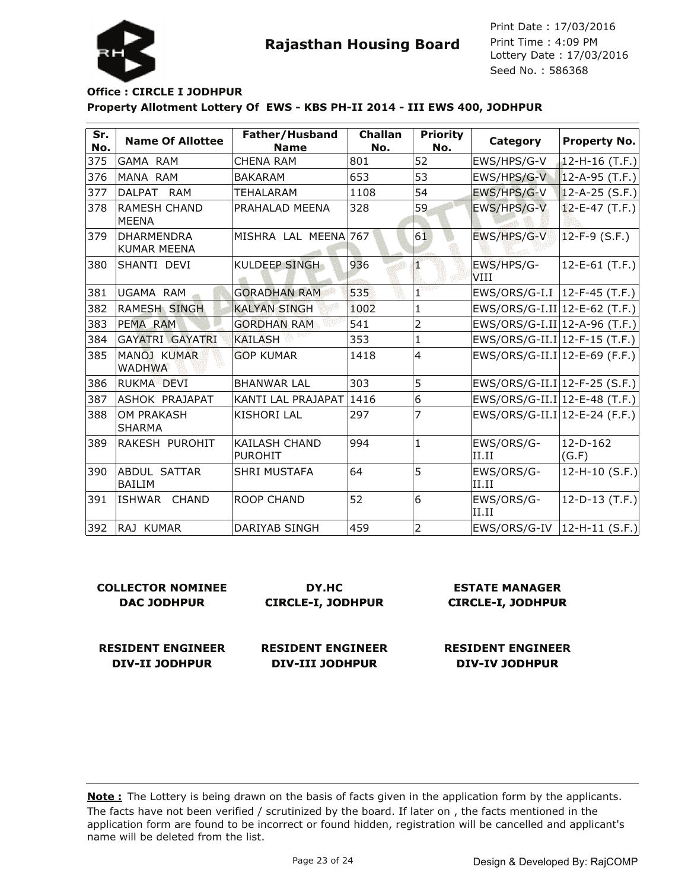# Rajasthan Housing Board

Print Date : 17/03/2016
Print Time : 4:09 PM
Lottery Date : 17/03/2016
Seed No. : 586368

**Office : CIRCLE I JODHPUR**

**Property Allotment Lottery Of EWS - KBS PH-II 2014 - III EWS 400, JODHPUR**

| Sr. No. | Name Of Allottee | Father/Husband Name | Challan No. | Priority No. | Category | Property No. |
|---|---|---|---|---|---|---|
| 375 | GAMA RAM | CHENA RAM | 801 | 52 | EWS/HPS/G-V | 12-H-16 (T.F.) |
| 376 | MANA RAM | BAKARAM | 653 | 53 | EWS/HPS/G-V | 12-A-95 (T.F.) |
| 377 | DALPAT RAM | TEHALARAM | 1108 | 54 | EWS/HPS/G-V | 12-A-25 (S.F.) |
| 378 | RAMESH CHAND MEENA | PRAHALAD MEENA | 328 | 59 | EWS/HPS/G-V | 12-E-47 (T.F.) |
| 379 | DHARMENDRA KUMAR MEENA | MISHRA LAL MEENA | 767 | 61 | EWS/HPS/G-V | 12-F-9 (S.F.) |
| 380 | SHANTI DEVI | KULDEEP SINGH | 936 | 1 | EWS/HPS/G-VIII | 12-E-61 (T.F.) |
| 381 | UGAMA RAM | GORADHAN RAM | 535 | 1 | EWS/ORS/G-I.I | 12-F-45 (T.F.) |
| 382 | RAMESH SINGH | KALYAN SINGH | 1002 | 1 | EWS/ORS/G-I.II | 12-E-62 (T.F.) |
| 383 | PEMA RAM | GORDHAN RAM | 541 | 2 | EWS/ORS/G-I.II | 12-A-96 (T.F.) |
| 384 | GAYATRI GAYATRI | KAILASH | 353 | 1 | EWS/ORS/G-II.I | 12-F-15 (T.F.) |
| 385 | MANOJ KUMAR WADHWA | GOP KUMAR | 1418 | 4 | EWS/ORS/G-II.I | 12-E-69 (F.F.) |
| 386 | RUKMA DEVI | BHANWAR LAL | 303 | 5 | EWS/ORS/G-II.I | 12-F-25 (S.F.) |
| 387 | ASHOK PRAJAPAT | KANTI LAL PRAJAPAT | 1416 | 6 | EWS/ORS/G-II.I | 12-E-48 (T.F.) |
| 388 | OM PRAKASH SHARMA | KISHORI LAL | 297 | 7 | EWS/ORS/G-II.I | 12-E-24 (F.F.) |
| 389 | RAKESH PUROHIT | KAILASH CHAND PUROHIT | 994 | 1 | EWS/ORS/G-II.II | 12-D-162 (G.F) |
| 390 | ABDUL SATTAR BAILIM | SHRI MUSTAFA | 64 | 5 | EWS/ORS/G-II.II | 12-H-10 (S.F.) |
| 391 | ISHWAR CHAND | ROOP CHAND | 52 | 6 | EWS/ORS/G-II.II | 12-D-13 (T.F.) |
| 392 | RAJ KUMAR | DARIYAB SINGH | 459 | 2 | EWS/ORS/G-IV | 12-H-11 (S.F.) |

**COLLECTOR NOMINEE**
**DAC JODHPUR**

**DY.HC**
**CIRCLE-I, JODHPUR**

**ESTATE MANAGER**
**CIRCLE-I, JODHPUR**

**RESIDENT ENGINEER**
**DIV-II JODHPUR**

**RESIDENT ENGINEER**
**DIV-III JODHPUR**

**RESIDENT ENGINEER**
**DIV-IV JODHPUR**

**Note :** The Lottery is being drawn on the basis of facts given in the application form by the applicants. The facts have not been verified / scrutinized by the board. If later on , the facts mentioned in the application form are found to be incorrect or found hidden, registration will be cancelled and applicant's name will be deleted from the list.

Design & Developed By: RajCOMP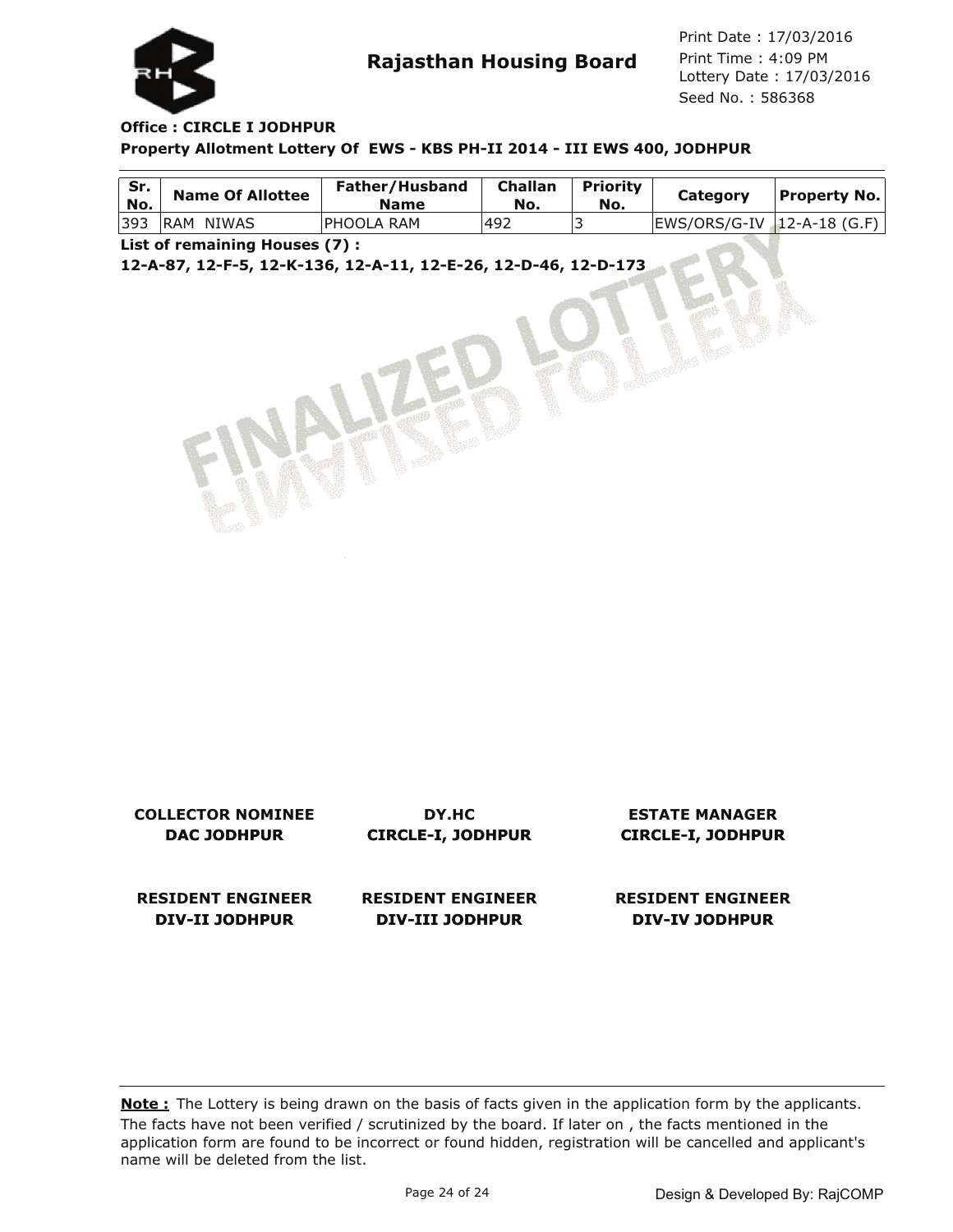# Rajasthan Housing Board

Print Date : 17/03/2016
Print Time : 4:09 PM
Lottery Date : 17/03/2016
Seed No. : 586368

**Office : CIRCLE I JODHPUR**

**Property Allotment Lottery Of EWS - KBS PH-II 2014 - III EWS 400, JODHPUR**

| Sr. No. | Name Of Allottee | Father/Husband Name | Challan No. | Priority No. | Category | Property No. |
|---|---|---|---|---|---|---|
| 393 | RAM NIWAS | PHOOLA RAM | 492 | 3 | EWS/ORS/G-IV | 12-A-18 (G.F) |

**List of remaining Houses (7) :**

**12-A-87, 12-F-5, 12-K-136, 12-A-11, 12-E-26, 12-D-46, 12-D-173**

**COLLECTOR NOMINEE**
**DAC JODHPUR**

**DY.HC**
**CIRCLE-I, JODHPUR**

**ESTATE MANAGER**
**CIRCLE-I, JODHPUR**

**RESIDENT ENGINEER**
**DIV-II JODHPUR**

**RESIDENT ENGINEER**
**DIV-III JODHPUR**

**RESIDENT ENGINEER**
**DIV-IV JODHPUR**

**Note :** The Lottery is being drawn on the basis of facts given in the application form by the applicants. The facts have not been verified / scrutinized by the board. If later on , the facts mentioned in the application form are found to be incorrect or found hidden, registration will be cancelled and applicant's name will be deleted from the list.

Design & Developed By: RajCOMP